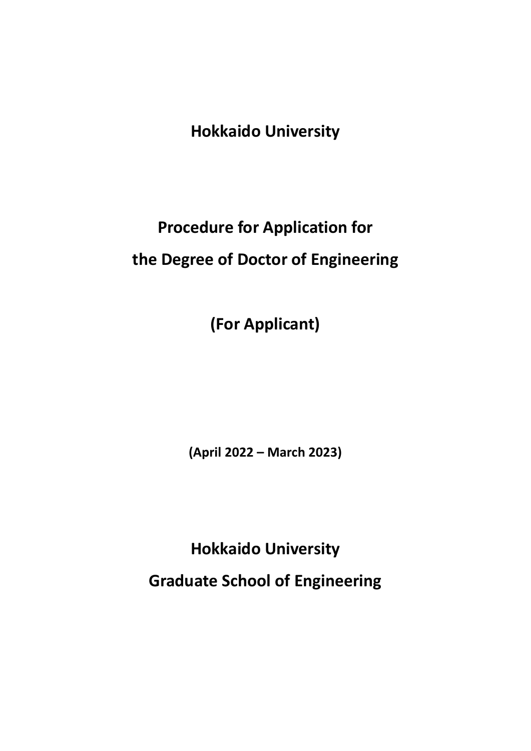**Hokkaido University**

# Procedure for Application for the Degree of Doctor of Engineering

**(For Applicant)**

**(April 2022 – March 2023)**

**Hokkaido University**

**Graduate School of Engineering**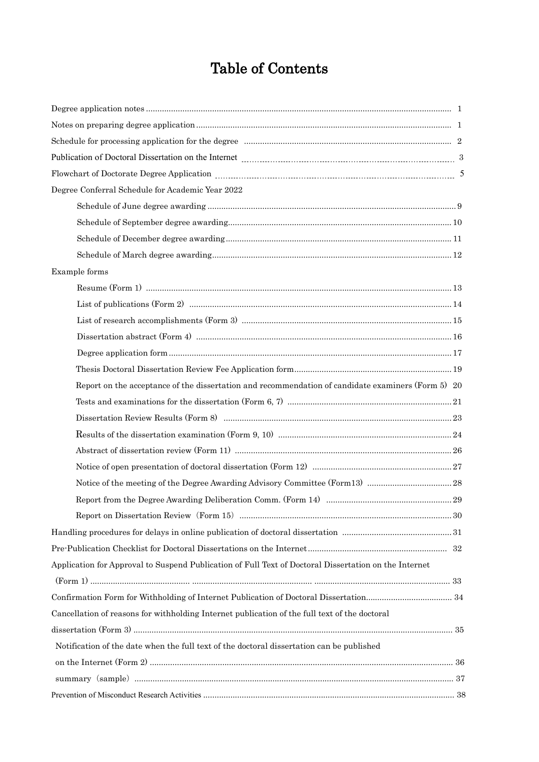# Table of Contents

| | |
|---|---|
| Degree application notes | 1 |
| Notes on preparing degree application | 1 |
| Schedule for processing application for the degree | 2 |
| Publication of Doctoral Dissertation on the Internet | 3 |
| Flowchart of Doctorate Degree Application | 5 |
| Degree Conferral Schedule for Academic Year 2022 | |
| Schedule of June degree awarding | 9 |
| Schedule of September degree awarding | 10 |
| Schedule of December degree awarding | 11 |
| Schedule of March degree awarding | 12 |
| Example forms | |
| Resume (Form 1) | 13 |
| List of publications (Form 2) | 14 |
| List of research accomplishments (Form 3) | 15 |
| Dissertation abstract (Form 4) | 16 |
| Degree application form | 17 |
| Thesis Doctoral Dissertation Review Fee Application form | 19 |
| Report on the acceptance of the dissertation and recommendation of candidate examiners (Form 5) | 20 |
| Tests and examinations for the dissertation (Form 6, 7) | 21 |
| Dissertation Review Results (Form 8) | 23 |
| Results of the dissertation examination (Form 9, 10) | 24 |
| Abstract of dissertation review (Form 11) | 26 |
| Notice of open presentation of doctoral dissertation (Form 12) | 27 |
| Notice of the meeting of the Degree Awarding Advisory Committee (Form13) | 28 |
| Report from the Degree Awarding Deliberation Comm. (Form 14) | 29 |
| Report on Dissertation Review（Form 15） | 30 |
| Handling procedures for delays in online publication of doctoral dissertation | 31 |
| Pre-Publication Checklist for Doctoral Dissertations on the Internet | 32 |
| Application for Approval to Suspend Publication of Full Text of Doctoral Dissertation on the Internet (Form 1) | 33 |
| Confirmation Form for Withholding of Internet Publication of Doctoral Dissertation | 34 |
| Cancellation of reasons for withholding Internet publication of the full text of the doctoral dissertation (Form 3) | 35 |
| Notification of the date when the full text of the doctoral dissertation can be published on the Internet (Form 2) | 36 |
| summary（sample） | 37 |
| Prevention of Misconduct Research Activities | 38 |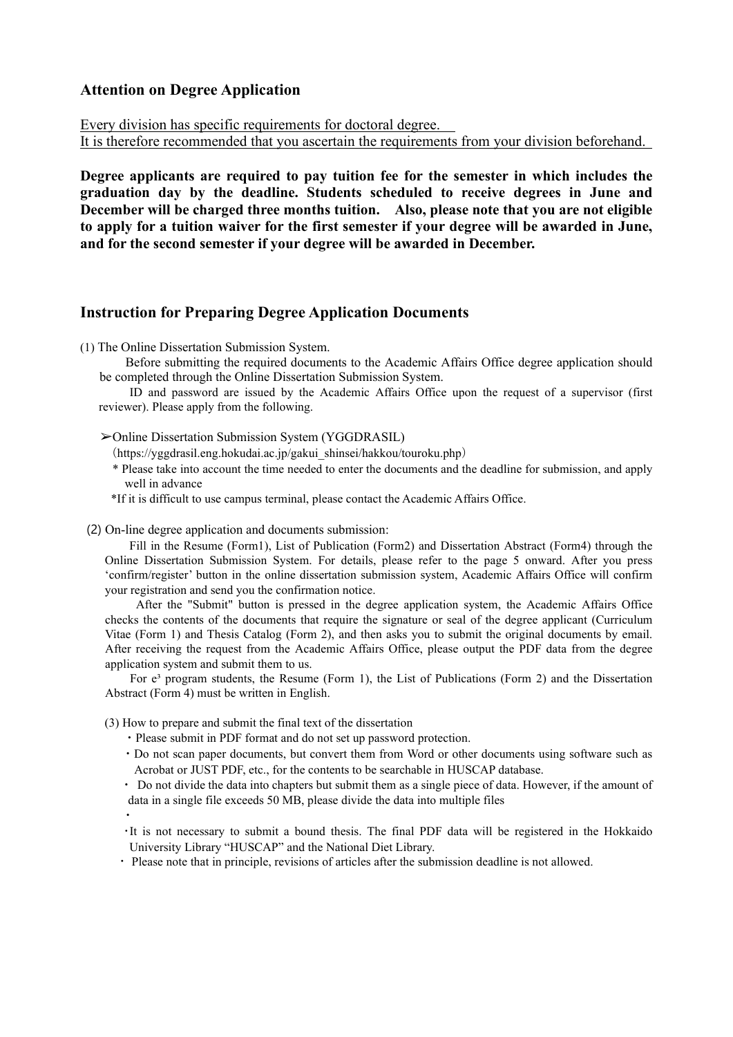## Attention on Degree Application

Every division has specific requirements for doctoral degree.
It is therefore recommended that you ascertain the requirements from your division beforehand.

**Degree applicants are required to pay tuition fee for the semester in which includes the graduation day by the deadline. Students scheduled to receive degrees in June and December will be charged three months tuition. Also, please note that you are not eligible to apply for a tuition waiver for the first semester if your degree will be awarded in June, and for the second semester if your degree will be awarded in December.**

## Instruction for Preparing Degree Application Documents

(1) The Online Dissertation Submission System.

Before submitting the required documents to the Academic Affairs Office degree application should be completed through the Online Dissertation Submission System.

ID and password are issued by the Academic Affairs Office upon the request of a supervisor (first reviewer). Please apply from the following.

➢Online Dissertation Submission System (YGGDRASIL)
（https://yggdrasil.eng.hokudai.ac.jp/gakui_shinsei/hakkou/touroku.php）

\* Please take into account the time needed to enter the documents and the deadline for submission, and apply well in advance

\*If it is difficult to use campus terminal, please contact the Academic Affairs Office.

(2) On-line degree application and documents submission:

Fill in the Resume (Form1), List of Publication (Form2) and Dissertation Abstract (Form4) through the Online Dissertation Submission System. For details, please refer to the page 5 onward. After you press 'confirm/register' button in the online dissertation submission system, Academic Affairs Office will confirm your registration and send you the confirmation notice.

After the "Submit" button is pressed in the degree application system, the Academic Affairs Office checks the contents of the documents that require the signature or seal of the degree applicant (Curriculum Vitae (Form 1) and Thesis Catalog (Form 2), and then asks you to submit the original documents by email. After receiving the request from the Academic Affairs Office, please output the PDF data from the degree application system and submit them to us.

For e³ program students, the Resume (Form 1), the List of Publications (Form 2) and the Dissertation Abstract (Form 4) must be written in English.

(3) How to prepare and submit the final text of the dissertation

- Please submit in PDF format and do not set up password protection.
- Do not scan paper documents, but convert them from Word or other documents using software such as Acrobat or JUST PDF, etc., for the contents to be searchable in HUSCAP database.
- Do not divide the data into chapters but submit them as a single piece of data. However, if the amount of data in a single file exceeds 50 MB, please divide the data into multiple files
- 
- It is not necessary to submit a bound thesis. The final PDF data will be registered in the Hokkaido University Library "HUSCAP" and the National Diet Library.
- Please note that in principle, revisions of articles after the submission deadline is not allowed.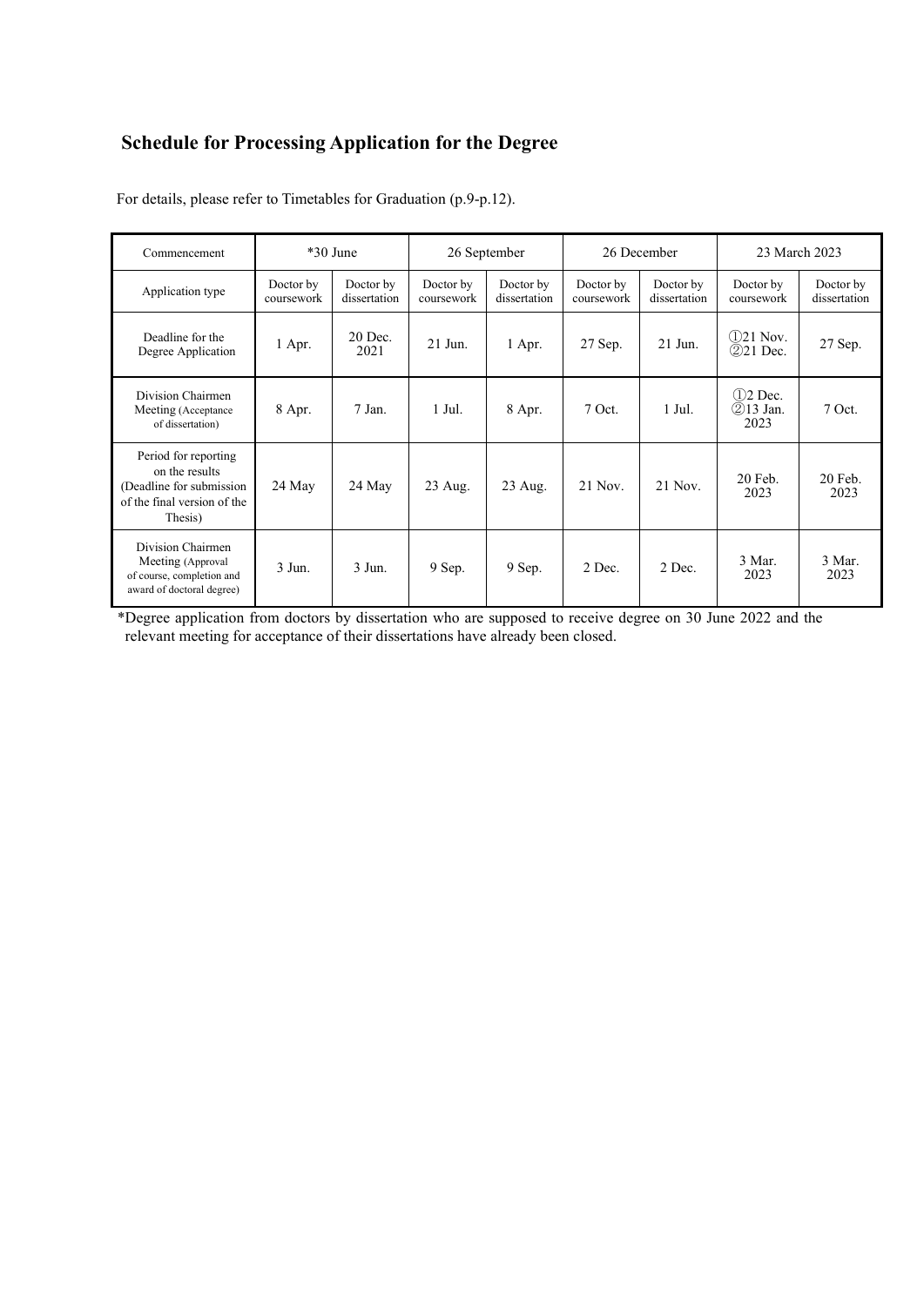## Schedule for Processing Application for the Degree

For details, please refer to Timetables for Graduation (p.9-p.12).

| Commencement | *30 June | | 26 September | | 26 December | | 23 March 2023 | |
|---|---|---|---|---|---|---|---|---|
| Application type | Doctor by coursework | Doctor by dissertation | Doctor by coursework | Doctor by dissertation | Doctor by coursework | Doctor by dissertation | Doctor by coursework | Doctor by dissertation |
| Deadline for the Degree Application | 1 Apr. | 20 Dec. 2021 | 21 Jun. | 1 Apr. | 27 Sep. | 21 Jun. | ①21 Nov. ②21 Dec. | 27 Sep. |
| Division Chairmen Meeting (Acceptance of dissertation) | 8 Apr. | 7 Jan. | 1 Jul. | 8 Apr. | 7 Oct. | 1 Jul. | ①2 Dec. ②13 Jan. 2023 | 7 Oct. |
| Period for reporting on the results (Deadline for submission of the final version of the Thesis) | 24 May | 24 May | 23 Aug. | 23 Aug. | 21 Nov. | 21 Nov. | 20 Feb. 2023 | 20 Feb. 2023 |
| Division Chairmen Meeting (Approval of course, completion and award of doctoral degree) | 3 Jun. | 3 Jun. | 9 Sep. | 9 Sep. | 2 Dec. | 2 Dec. | 3 Mar. 2023 | 3 Mar. 2023 |

*Degree application from doctors by dissertation who are supposed to receive degree on 30 June 2022 and the relevant meeting for acceptance of their dissertations have already been closed.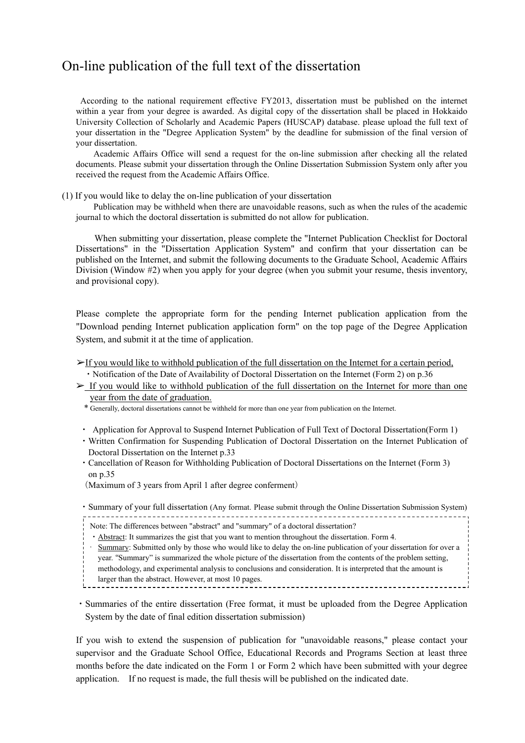# On-line publication of the full text of the dissertation

According to the national requirement effective FY2013, dissertation must be published on the internet within a year from your degree is awarded. As digital copy of the dissertation shall be placed in Hokkaido University Collection of Scholarly and Academic Papers (HUSCAP) database. please upload the full text of your dissertation in the "Degree Application System" by the deadline for submission of the final version of your dissertation.

Academic Affairs Office will send a request for the on-line submission after checking all the related documents. Please submit your dissertation through the Online Dissertation Submission System only after you received the request from the Academic Affairs Office.

(1) If you would like to delay the on-line publication of your dissertation

Publication may be withheld when there are unavoidable reasons, such as when the rules of the academic journal to which the doctoral dissertation is submitted do not allow for publication.

When submitting your dissertation, please complete the "Internet Publication Checklist for Doctoral Dissertations" in the "Dissertation Application System" and confirm that your dissertation can be published on the Internet, and submit the following documents to the Graduate School, Academic Affairs Division (Window #2) when you apply for your degree (when you submit your resume, thesis inventory, and provisional copy).

Please complete the appropriate form for the pending Internet publication application from the "Download pending Internet publication application form" on the top page of the Degree Application System, and submit it at the time of application.

➢<u>If you would like to withhold publication of the full dissertation on the Internet for a certain period,</u>
- Notification of the Date of Availability of Doctoral Dissertation on the Internet (Form 2) on p.36

➢ <u>If you would like to withhold publication of the full dissertation on the Internet for more than one year from the date of graduation.</u>

＊Generally, doctoral dissertations cannot be withheld for more than one year from publication on the Internet.

- Application for Approval to Suspend Internet Publication of Full Text of Doctoral Dissertation(Form 1)
- Written Confirmation for Suspending Publication of Doctoral Dissertation on the Internet Publication of Doctoral Dissertation on the Internet p.33
- Cancellation of Reason for Withholding Publication of Doctoral Dissertations on the Internet (Form 3) on p.35

（Maximum of 3 years from April 1 after degree conferment）

- Summary of your full dissertation (Any format. Please submit through the Online Dissertation Submission System)

> Note: The differences between "abstract" and "summary" of a doctoral dissertation?
> - <u>Abstract</u>: It summarizes the gist that you want to mention throughout the dissertation. Form 4.
> - <u>Summary</u>: Submitted only by those who would like to delay the on-line publication of your dissertation for over a year. "Summary" is summarized the whole picture of the dissertation from the contents of the problem setting, methodology, and experimental analysis to conclusions and consideration. It is interpreted that the amount is larger than the abstract. However, at most 10 pages.

- Summaries of the entire dissertation (Free format, it must be uploaded from the Degree Application System by the date of final edition dissertation submission)

If you wish to extend the suspension of publication for "unavoidable reasons," please contact your supervisor and the Graduate School Office, Educational Records and Programs Section at least three months before the date indicated on the Form 1 or Form 2 which have been submitted with your degree application. If no request is made, the full thesis will be published on the indicated date.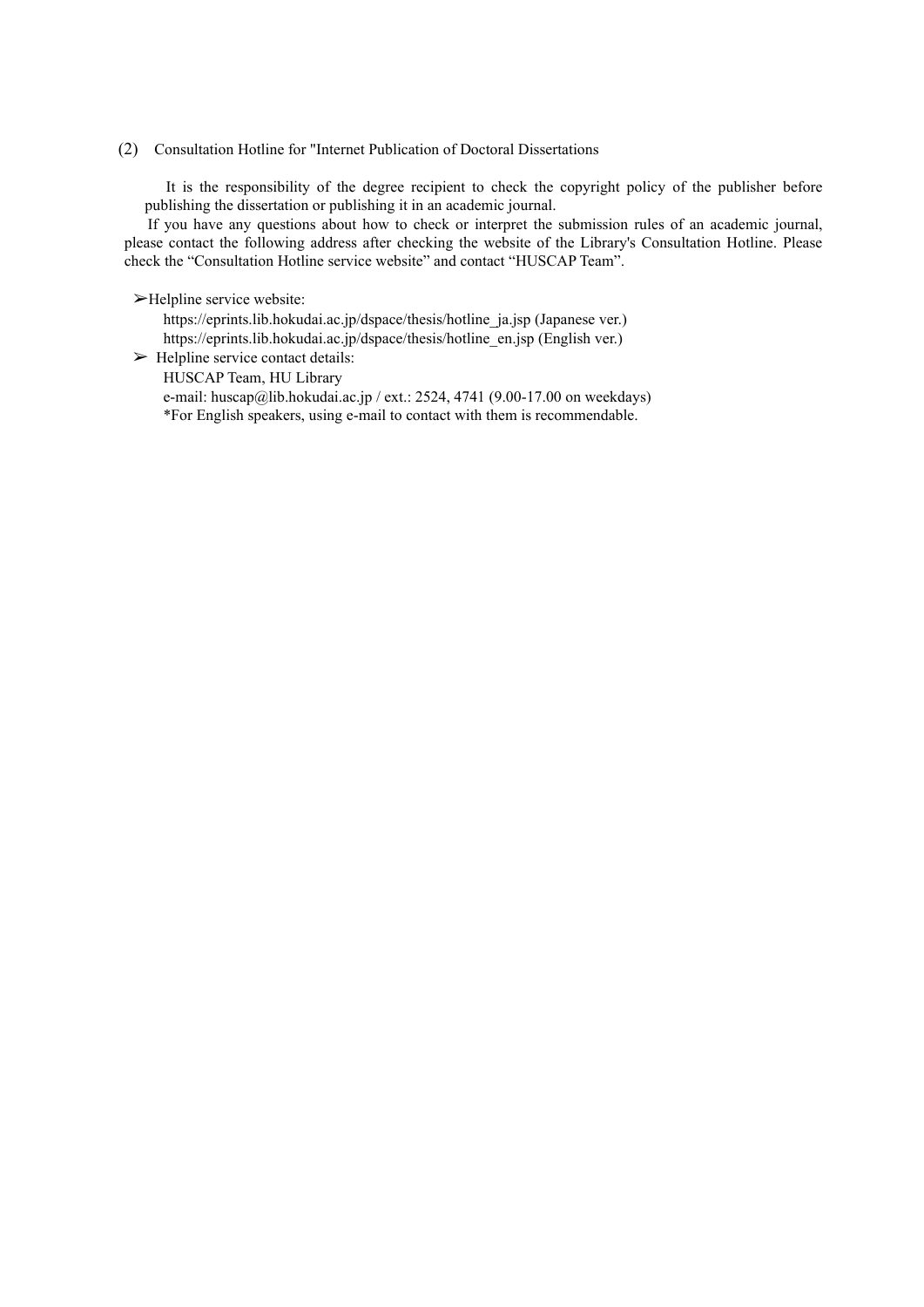(2) Consultation Hotline for "Internet Publication of Doctoral Dissertations

It is the responsibility of the degree recipient to check the copyright policy of the publisher before publishing the dissertation or publishing it in an academic journal.

If you have any questions about how to check or interpret the submission rules of an academic journal, please contact the following address after checking the website of the Library's Consultation Hotline. Please check the "Consultation Hotline service website" and contact "HUSCAP Team".

➢Helpline service website:
https://eprints.lib.hokudai.ac.jp/dspace/thesis/hotline_ja.jsp (Japanese ver.)
https://eprints.lib.hokudai.ac.jp/dspace/thesis/hotline_en.jsp (English ver.)

➢ Helpline service contact details:
HUSCAP Team, HU Library
e-mail: huscap@lib.hokudai.ac.jp / ext.: 2524, 4741 (9.00-17.00 on weekdays)
*For English speakers, using e-mail to contact with them is recommendable.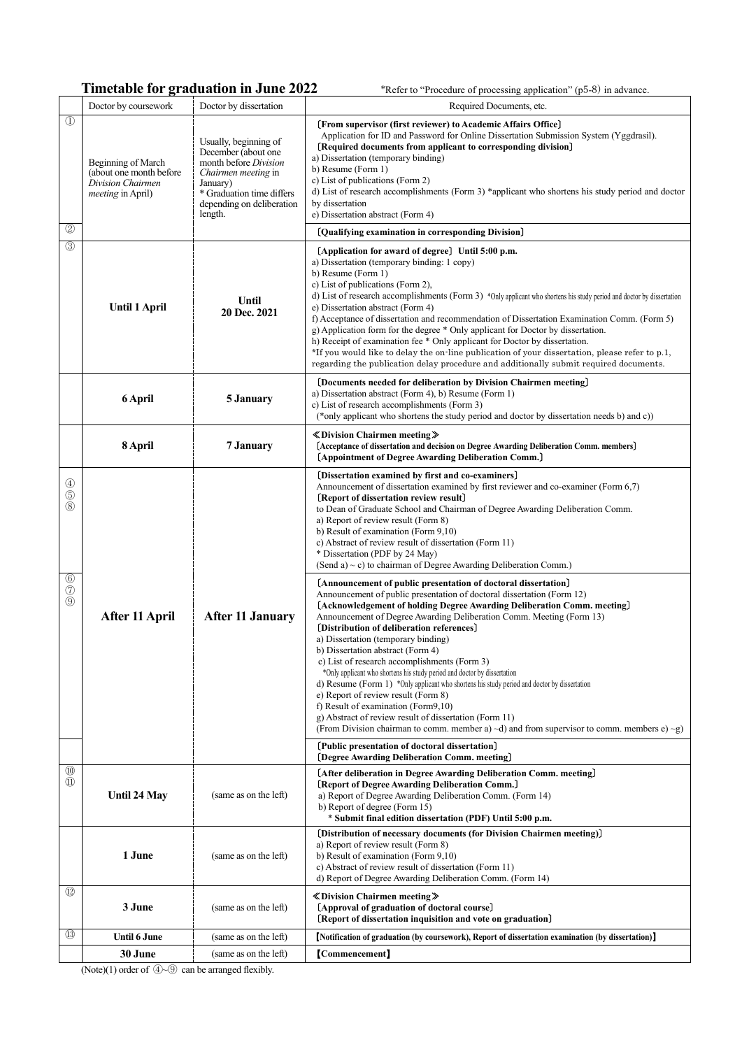## Timetable for graduation in June 2022

*Refer to "Procedure of processing application" (p5-8) in advance.

| | Doctor by coursework | Doctor by dissertation | Required Documents, etc. |
|---|---|---|---|
| ① | Beginning of March (about one month before *Division Chairmen meeting* in April) | Usually, beginning of December (about one month before *Division Chairmen meeting* in January) * Graduation time differs depending on deliberation length. | **〔From supervisor (first reviewer) to Academic Affairs Office〕** Application for ID and Password for Online Dissertation Submission System (Yggdrasil). **〔Required documents from applicant to corresponding division〕** a) Dissertation (temporary binding) b) Resume (Form 1) c) List of publications (Form 2) d) List of research accomplishments (Form 3) *applicant who shortens his study period and doctor by dissertation e) Dissertation abstract (Form 4) |
| ② | | | **〔Qualifying examination in corresponding Division〕** |
| ③ | **Until 1 April** | **Until 20 Dec. 2021** | **〔Application for award of degree〕 Until 5:00 p.m.** a) Dissertation (temporary binding: 1 copy) b) Resume (Form 1) c) List of publications (Form 2), d) List of research accomplishments (Form 3) *Only applicant who shortens his study period and doctor by dissertation e) Dissertation abstract (Form 4) f) Acceptance of dissertation and recommendation of Dissertation Examination Comm. (Form 5) g) Application form for the degree * Only applicant for Doctor by dissertation. h) Receipt of examination fee * Only applicant for Doctor by dissertation. *If you would like to delay the on-line publication of your dissertation, please refer to p.1, regarding the publication delay procedure and additionally submit required documents. |
| | **6 April** | **5 January** | **〔Documents needed for deliberation by Division Chairmen meeting〕** a) Dissertation abstract (Form 4), b) Resume (Form 1) c) List of research accomplishments (Form 3) (*only applicant who shortens the study period and doctor by dissertation needs b) and c)) |
| | **8 April** | **7 January** | **≪Division Chairmen meeting≫** **〔Acceptance of dissertation and decision on Degree Awarding Deliberation Comm. members〕** **〔Appointment of Degree Awarding Deliberation Comm.〕** |
| ④ ⑤ ⑧ | **After 11 April** | **After 11 January** | **〔Dissertation examined by first and co-examiners〕** Announcement of dissertation examined by first reviewer and co-examiner (Form 6,7) **〔Report of dissertation review result〕** to Dean of Graduate School and Chairman of Degree Awarding Deliberation Comm. a) Report of review result (Form 8) b) Result of examination (Form 9,10) c) Abstract of review result of dissertation (Form 11) * Dissertation (PDF by 24 May) (Send a) ~ c) to chairman of Degree Awarding Deliberation Comm.) |
| ⑥ ⑦ ⑨ | | | **〔Announcement of public presentation of doctoral dissertation〕** Announcement of public presentation of doctoral dissertation (Form 12) **〔Acknowledgement of holding Degree Awarding Deliberation Comm. meeting〕** Announcement of Degree Awarding Deliberation Comm. Meeting (Form 13) **〔Distribution of deliberation references〕** a) Dissertation (temporary binding) b) Dissertation abstract (Form 4) c) List of research accomplishments (Form 3) *Only applicant who shortens his study period and doctor by dissertation d) Resume (Form 1) *Only applicant who shortens his study period and doctor by dissertation e) Report of review result (Form 8) f) Result of examination (Form9,10) g) Abstract of review result of dissertation (Form 11) (From Division chairman to comm. member a) ~d) and from supervisor to comm. members e) ~g) |
| | | | **〔Public presentation of doctoral dissertation〕** **〔Degree Awarding Deliberation Comm. meeting〕** |
| ⑩ ⑪ | **Until 24 May** | (same as on the left) | **〔After deliberation in Degree Awarding Deliberation Comm. meeting〕** **〔Report of Degree Awarding Deliberation Comm.〕** a) Report of Degree Awarding Deliberation Comm. (Form 14) b) Report of degree (Form 15) **\* Submit final edition dissertation (PDF) Until 5:00 p.m.** |
| | **1 June** | (same as on the left) | **〔Distribution of necessary documents (for Division Chairmen meeting)〕** a) Report of review result (Form 8) b) Result of examination (Form 9,10) c) Abstract of review result of dissertation (Form 11) d) Report of Degree Awarding Deliberation Comm. (Form 14) |
| ⑫ | **3 June** | (same as on the left) | **≪Division Chairmen meeting≫** **〔Approval of graduation of doctoral course〕** **〔Report of dissertation inquisition and vote on graduation〕** |
| ⑬ | **Until 6 June** | (same as on the left) | **【Notification of graduation (by coursework), Report of dissertation examination (by dissertation)】** |
| | **30 June** | (same as on the left) | **【Commencement】** |

(Note)(1) order of ④~⑨ can be arranged flexibly.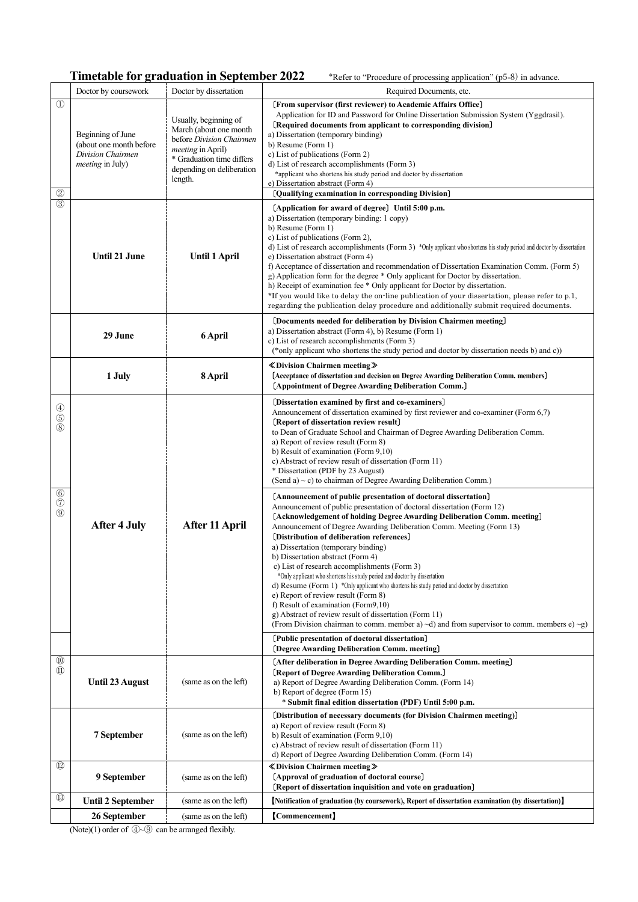## Timetable for graduation in September 2022

*Refer to "Procedure of processing application" (p5-8) in advance.

| | Doctor by coursework | Doctor by dissertation | Required Documents, etc. |
|---|---|---|---|
| ① | Beginning of June (about one month before *Division Chairmen meeting* in July) | Usually, beginning of March (about one month before *Division Chairmen meeting* in April) * Graduation time differs depending on deliberation length. | 〔From supervisor (first reviewer) to Academic Affairs Office〕 Application for ID and Password for Online Dissertation Submission System (Yggdrasil). 〔Required documents from applicant to corresponding division〕 a) Dissertation (temporary binding) b) Resume (Form 1) c) List of publications (Form 2) d) List of research accomplishments (Form 3) *applicant who shortens his study period and doctor by dissertation e) Dissertation abstract (Form 4) |
| ② | | | 〔Qualifying examination in corresponding Division〕 |
| ③ | **Until 21 June** | **Until 1 April** | 〔Application for award of degree〕 Until 5:00 p.m. a) Dissertation (temporary binding: 1 copy) b) Resume (Form 1) c) List of publications (Form 2), d) List of research accomplishments (Form 3) *Only applicant who shortens his study period and doctor by dissertation e) Dissertation abstract (Form 4) f) Acceptance of dissertation and recommendation of Dissertation Examination Comm. (Form 5) g) Application form for the degree * Only applicant for Doctor by dissertation. h) Receipt of examination fee * Only applicant for Doctor by dissertation. *If you would like to delay the on-line publication of your dissertation, please refer to p.1, regarding the publication delay procedure and additionally submit required documents. |
| | **29 June** | **6 April** | 〔Documents needed for deliberation by Division Chairmen meeting〕 a) Dissertation abstract (Form 4), b) Resume (Form 1) c) List of research accomplishments (Form 3) (*only applicant who shortens the study period and doctor by dissertation needs b) and c)) |
| | **1 July** | **8 April** | ≪Division Chairmen meeting≫ 〔Acceptance of dissertation and decision on Degree Awarding Deliberation Comm. members〕 〔Appointment of Degree Awarding Deliberation Comm.〕 |
| ④ ⑤ ⑧ | **After 4 July** | **After 11 April** | 〔Dissertation examined by first and co-examiners〕 Announcement of dissertation examined by first reviewer and co-examiner (Form 6,7) 〔Report of dissertation review result〕 to Dean of Graduate School and Chairman of Degree Awarding Deliberation Comm. a) Report of review result (Form 8) b) Result of examination (Form 9,10) c) Abstract of review result of dissertation (Form 11) * Dissertation (PDF by 23 August) (Send a) ~ c) to chairman of Degree Awarding Deliberation Comm.) |
| ⑥ ⑦ ⑨ | | | 〔Announcement of public presentation of doctoral dissertation〕 Announcement of public presentation of doctoral dissertation (Form 12) 〔Acknowledgement of holding Degree Awarding Deliberation Comm. meeting〕 Announcement of Degree Awarding Deliberation Comm. Meeting (Form 13) 〔Distribution of deliberation references〕 a) Dissertation (temporary binding) b) Dissertation abstract (Form 4) c) List of research accomplishments (Form 3) *Only applicant who shortens his study period and doctor by dissertation d) Resume (Form 1) *Only applicant who shortens his study period and doctor by dissertation e) Report of review result (Form 8) f) Result of examination (Form9,10) g) Abstract of review result of dissertation (Form 11) (From Division chairman to comm. member a) ~d) and from supervisor to comm. members e) ~g) |
| | | | 〔Public presentation of doctoral dissertation〕 〔Degree Awarding Deliberation Comm. meeting〕 |
| ⑩ ⑪ | **Until 23 August** | (same as on the left) | 〔After deliberation in Degree Awarding Deliberation Comm. meeting〕 〔Report of Degree Awarding Deliberation Comm.〕 a) Report of Degree Awarding Deliberation Comm. (Form 14) b) Report of degree (Form 15) * **Submit final edition dissertation (PDF) Until 5:00 p.m.** |
| | **7 September** | (same as on the left) | 〔Distribution of necessary documents (for Division Chairmen meeting)〕 a) Report of review result (Form 8) b) Result of examination (Form 9,10) c) Abstract of review result of dissertation (Form 11) d) Report of Degree Awarding Deliberation Comm. (Form 14) |
| ⑫ | **9 September** | (same as on the left) | ≪Division Chairmen meeting≫ 〔Approval of graduation of doctoral course〕 〔Report of dissertation inquisition and vote on graduation〕 |
| ⑬ | **Until 2 September** | (same as on the left) | **【Notification of graduation (by coursework), Report of dissertation examination (by dissertation)】** |
| | **26 September** | (same as on the left) | **【Commencement】** |

(Note)(1) order of ④~⑨ can be arranged flexibly.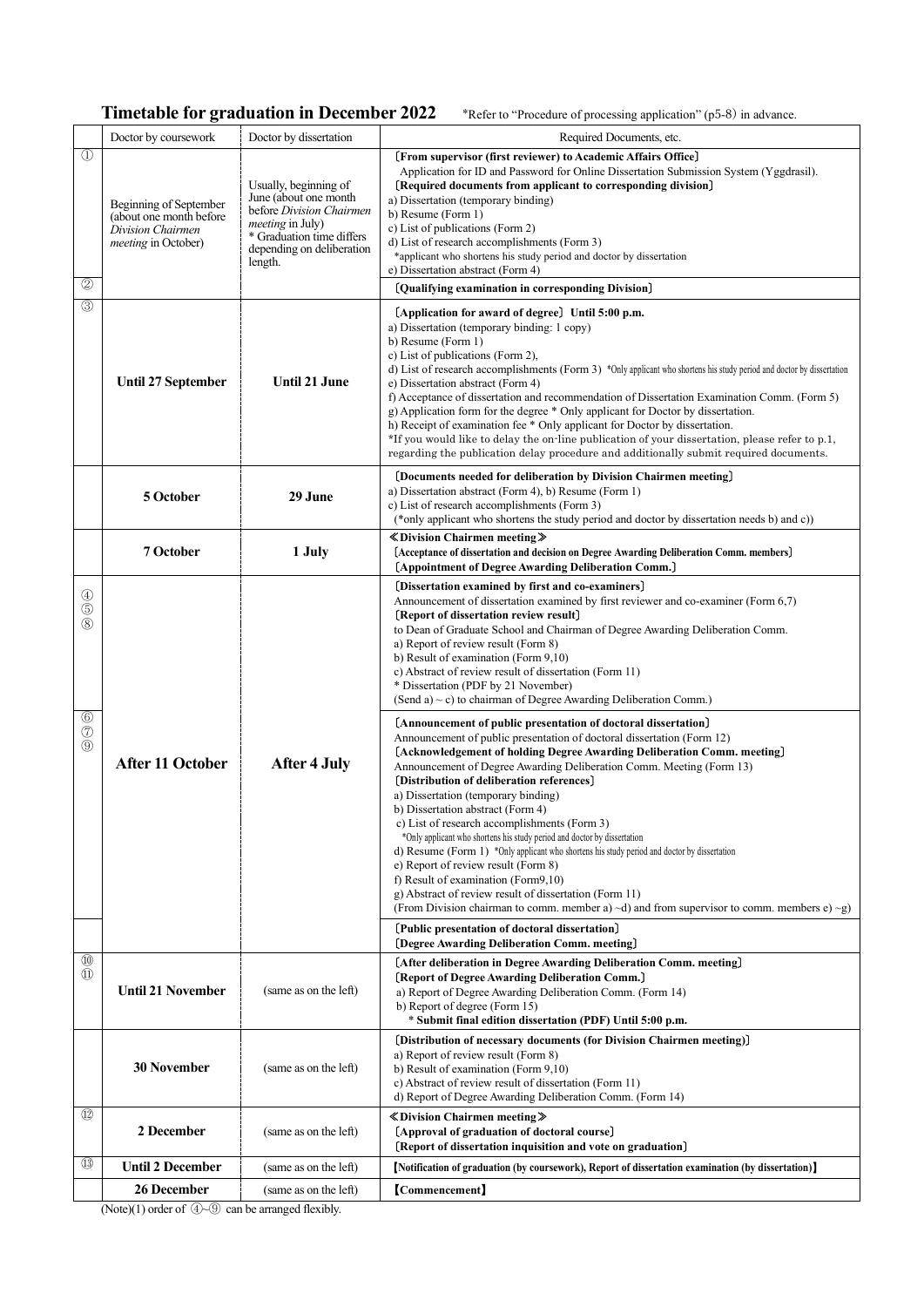## Timetable for graduation in December 2022

*Refer to "Procedure of processing application" (p5-8) in advance.

| | Doctor by coursework | Doctor by dissertation | Required Documents, etc. |
|---|---|---|---|
| ① | Beginning of September (about one month before *Division Chairmen meeting* in October) | Usually, beginning of June (about one month before *Division Chairmen meeting* in July) * Graduation time differs depending on deliberation length. | 〔**From supervisor (first reviewer) to Academic Affairs Office**〕 Application for ID and Password for Online Dissertation Submission System (Yggdrasil). 〔**Required documents from applicant to corresponding division**〕 a) Dissertation (temporary binding) b) Resume (Form 1) c) List of publications (Form 2) d) List of research accomplishments (Form 3) *applicant who shortens his study period and doctor by dissertation e) Dissertation abstract (Form 4) |
| ② | | | 〔**Qualifying examination in corresponding Division**〕 |
| ③ | **Until 27 September** | **Until 21 June** | 〔**Application for award of degree**〕 **Until 5:00 p.m.** a) Dissertation (temporary binding: 1 copy) b) Resume (Form 1) c) List of publications (Form 2), d) List of research accomplishments (Form 3) *Only applicant who shortens his study period and doctor by dissertation e) Dissertation abstract (Form 4) f) Acceptance of dissertation and recommendation of Dissertation Examination Comm. (Form 5) g) Application form for the degree * Only applicant for Doctor by dissertation. h) Receipt of examination fee * Only applicant for Doctor by dissertation. *If you would like to delay the on-line publication of your dissertation, please refer to p.1, regarding the publication delay procedure and additionally submit required documents. |
| | **5 October** | **29 June** | 〔**Documents needed for deliberation by Division Chairmen meeting**〕 a) Dissertation abstract (Form 4), b) Resume (Form 1) c) List of research accomplishments (Form 3) (*only applicant who shortens the study period and doctor by dissertation needs b) and c)) |
| | **7 October** | **1 July** | **≪Division Chairmen meeting≫** 〔**Acceptance of dissertation and decision on Degree Awarding Deliberation Comm. members**〕 〔**Appointment of Degree Awarding Deliberation Comm.**〕 |
| ④ ⑤ ⑧ | **After 11 October** | **After 4 July** | 〔**Dissertation examined by first and co-examiners**〕 Announcement of dissertation examined by first reviewer and co-examiner (Form 6,7) 〔**Report of dissertation review result**〕 to Dean of Graduate School and Chairman of Degree Awarding Deliberation Comm. a) Report of review result (Form 8) b) Result of examination (Form 9,10) c) Abstract of review result of dissertation (Form 11) * Dissertation (PDF by 21 November) (Send a) ~ c) to chairman of Degree Awarding Deliberation Comm.) |
| ⑥ ⑦ ⑨ | | | 〔**Announcement of public presentation of doctoral dissertation**〕 Announcement of public presentation of doctoral dissertation (Form 12) 〔**Acknowledgement of holding Degree Awarding Deliberation Comm. meeting**〕 Announcement of Degree Awarding Deliberation Comm. Meeting (Form 13) 〔**Distribution of deliberation references**〕 a) Dissertation (temporary binding) b) Dissertation abstract (Form 4) c) List of research accomplishments (Form 3) *Only applicant who shortens his study period and doctor by dissertation d) Resume (Form 1) *Only applicant who shortens his study period and doctor by dissertation e) Report of review result (Form 8) f) Result of examination (Form9,10) g) Abstract of review result of dissertation (Form 11) (From Division chairman to comm. member a) ~d) and from supervisor to comm. members e) ~g) |
| | | | 〔**Public presentation of doctoral dissertation**〕 〔**Degree Awarding Deliberation Comm. meeting**〕 |
| ⑩ ⑪ | **Until 21 November** | (same as on the left) | 〔**After deliberation in Degree Awarding Deliberation Comm. meeting**〕 〔**Report of Degree Awarding Deliberation Comm.**〕 a) Report of Degree Awarding Deliberation Comm. (Form 14) b) Report of degree (Form 15) * **Submit final edition dissertation (PDF) Until 5:00 p.m.** |
| | **30 November** | (same as on the left) | 〔**Distribution of necessary documents (for Division Chairmen meeting)**〕 a) Report of review result (Form 8) b) Result of examination (Form 9,10) c) Abstract of review result of dissertation (Form 11) d) Report of Degree Awarding Deliberation Comm. (Form 14) |
| ⑫ | **2 December** | (same as on the left) | **≪Division Chairmen meeting≫** 〔**Approval of graduation of doctoral course**〕 〔**Report of dissertation inquisition and vote on graduation**〕 |
| ⑬ | **Until 2 December** | (same as on the left) | **【Notification of graduation (by coursework), Report of dissertation examination (by dissertation)】** |
| | **26 December** | (same as on the left) | **【Commencement】** |

(Note)(1) order of ④~⑨ can be arranged flexibly.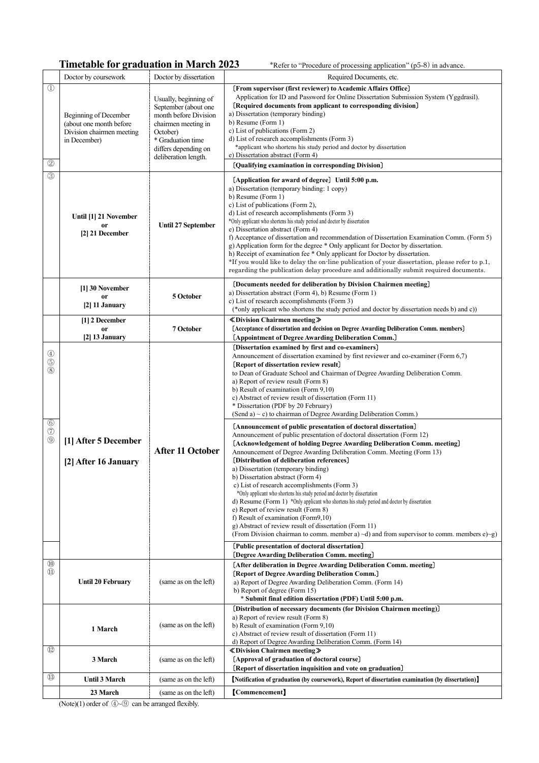## Timetable for graduation in March 2023

*Refer to "Procedure of processing application" (p5-8) in advance.

| | Doctor by coursework | Doctor by dissertation | Required Documents, etc. |
|---|---|---|---|
| ① ② | Beginning of December (about one month before Division chairmen meeting in December) | Usually, beginning of September (about one month before Division chairmen meeting in October) * Graduation time differs depending on deliberation length. | 〔From supervisor (first reviewer) to Academic Affairs Office〕 Application for ID and Password for Online Dissertation Submission System (Yggdrasil). 〔Required documents from applicant to corresponding division〕 a) Dissertation (temporary binding) b) Resume (Form 1) c) List of publications (Form 2) d) List of research accomplishments (Form 3) *applicant who shortens his study period and doctor by dissertation e) Dissertation abstract (Form 4) 〔Qualifying examination in corresponding Division〕 |
| ③ | **Until [1] 21 November or [2] 21 December** | **Until 27 September** | 〔Application for award of degree〕 Until 5:00 p.m. a) Dissertation (temporary binding: 1 copy) b) Resume (Form 1) c) List of publications (Form 2), d) List of research accomplishments (Form 3) *Only applicant who shortens his study period and doctor by dissertation e) Dissertation abstract (Form 4) f) Acceptance of dissertation and recommendation of Dissertation Examination Comm. (Form 5) g) Application form for the degree * Only applicant for Doctor by dissertation. h) Receipt of examination fee * Only applicant for Doctor by dissertation. *If you would like to delay the on-line publication of your dissertation, please refer to p.1, regarding the publication delay procedure and additionally submit required documents. |
| | **[1] 30 November or [2] 11 January** | **5 October** | 〔Documents needed for deliberation by Division Chairmen meeting〕 a) Dissertation abstract (Form 4), b) Resume (Form 1) c) List of research accomplishments (Form 3) (*only applicant who shortens the study period and doctor by dissertation needs b) and c)) |
| | **[1] 2 December or [2] 13 January** | **7 October** | ≪Division Chairmen meeting≫ 〔Acceptance of dissertation and decision on Degree Awarding Deliberation Comm. members〕 〔Appointment of Degree Awarding Deliberation Comm.〕 |
| ④ ⑤ ⑧ | **[1] After 5 December** **[2] After 16 January** | **After 11 October** | 〔Dissertation examined by first and co-examiners〕 Announcement of dissertation examined by first reviewer and co-examiner (Form 6,7) 〔Report of dissertation review result〕 to Dean of Graduate School and Chairman of Degree Awarding Deliberation Comm. a) Report of review result (Form 8) b) Result of examination (Form 9,10) c) Abstract of review result of dissertation (Form 11) * Dissertation (PDF by 20 February) (Send a) ~ c) to chairman of Degree Awarding Deliberation Comm.) |
| ⑥ ⑦ ⑨ | | | 〔Announcement of public presentation of doctoral dissertation〕 Announcement of public presentation of doctoral dissertation (Form 12) 〔Acknowledgement of holding Degree Awarding Deliberation Comm. meeting〕 Announcement of Degree Awarding Deliberation Comm. Meeting (Form 13) 〔Distribution of deliberation references〕 a) Dissertation (temporary binding) b) Dissertation abstract (Form 4) c) List of research accomplishments (Form 3) *Only applicant who shortens his study period and doctor by dissertation d) Resume (Form 1) *Only applicant who shortens his study period and doctor by dissertation e) Report of review result (Form 8) f) Result of examination (Form9,10) g) Abstract of review result of dissertation (Form 11) (From Division chairman to comm. member a) ~d) and from supervisor to comm. members e)~g) |
| | | | 〔Public presentation of doctoral dissertation〕 〔Degree Awarding Deliberation Comm. meeting〕 |
| ⑩ ⑪ | **Until 20 February** | (same as on the left) | 〔After deliberation in Degree Awarding Deliberation Comm. meeting〕 〔Report of Degree Awarding Deliberation Comm.〕 a) Report of Degree Awarding Deliberation Comm. (Form 14) b) Report of degree (Form 15) * Submit final edition dissertation (PDF) Until 5:00 p.m. |
| | **1 March** | (same as on the left) | 〔Distribution of necessary documents (for Division Chairmen meeting)〕 a) Report of review result (Form 8) b) Result of examination (Form 9,10) c) Abstract of review result of dissertation (Form 11) d) Report of Degree Awarding Deliberation Comm. (Form 14) |
| ⑫ | **3 March** | (same as on the left) | ≪Division Chairmen meeting≫ 〔Approval of graduation of doctoral course〕 〔Report of dissertation inquisition and vote on graduation〕 |
| ⑬ | **Until 3 March** | (same as on the left) | 【Notification of graduation (by coursework), Report of dissertation examination (by dissertation)】 |
| | **23 March** | (same as on the left) | 【Commencement】 |

(Note)(1) order of ④~⑨ can be arranged flexibly.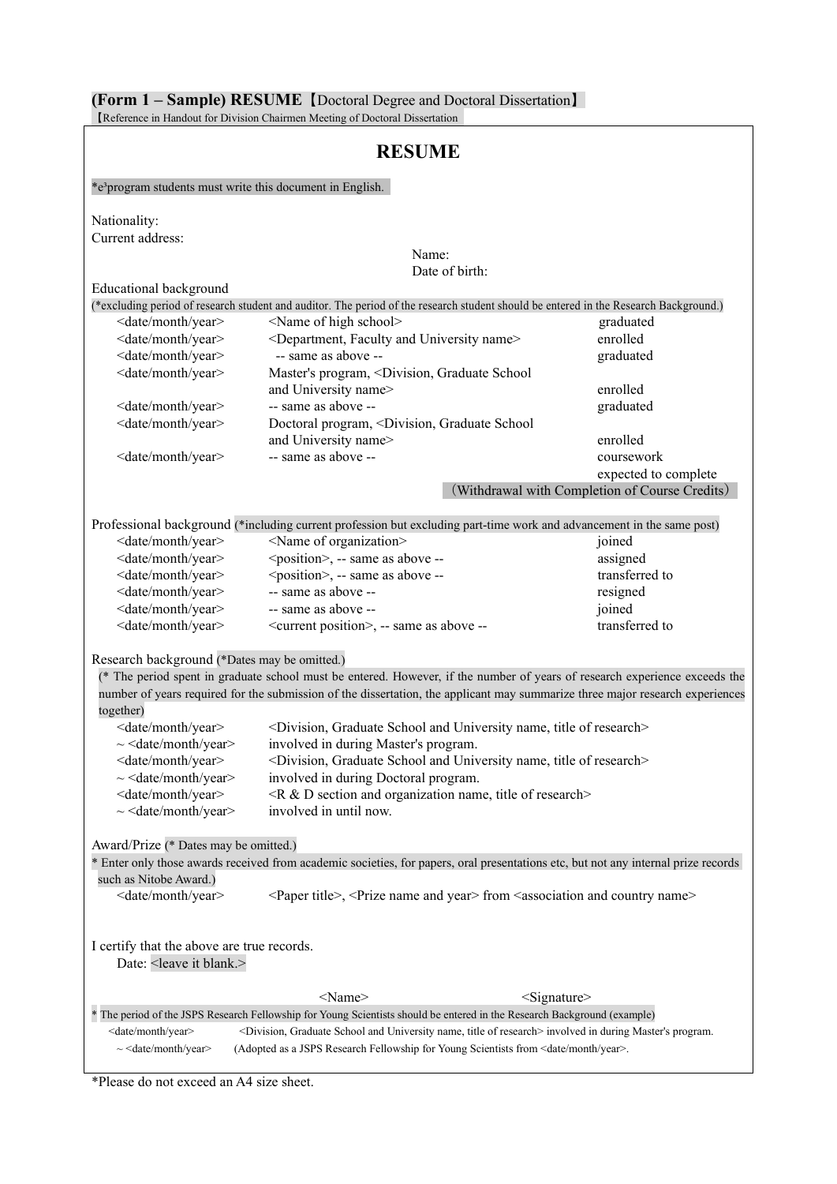**(Form 1 – Sample) RESUME**【Doctoral Degree and Doctoral Dissertation】

【Reference in Handout for Division Chairmen Meeting of Doctoral Dissertation

# RESUME

*e³program students must write this document in English.

Nationality:

Current address:

Name:

Date of birth:

Educational background

(*excluding period of research student and auditor. The period of the research student should be entered in the Research Background.)

| | | |
|---|---|---|
| <date/month/year> | <Name of high school> | graduated |
| <date/month/year> | <Department, Faculty and University name> | enrolled |
| <date/month/year> | -- same as above -- | graduated |
| <date/month/year> | Master's program, <Division, Graduate School and University name> | enrolled |
| <date/month/year> | -- same as above -- | graduated |
| <date/month/year> | Doctoral program, <Division, Graduate School and University name> | enrolled |
| <date/month/year> | -- same as above -- | coursework expected to complete |

（Withdrawal with Completion of Course Credits）

Professional background (*including current profession but excluding part-time work and advancement in the same post)

| | | |
|---|---|---|
| <date/month/year> | <Name of organization> | joined |
| <date/month/year> | <position>, -- same as above -- | assigned |
| <date/month/year> | <position>, -- same as above -- | transferred to |
| <date/month/year> | -- same as above -- | resigned |
| <date/month/year> | -- same as above -- | joined |
| <date/month/year> | <current position>, -- same as above -- | transferred to |

Research background (*Dates may be omitted.)

(* The period spent in graduate school must be entered. However, if the number of years of research experience exceeds the number of years required for the submission of the dissertation, the applicant may summarize three major research experiences together)

| | |
|---|---|
| <date/month/year> ~ <date/month/year> | <Division, Graduate School and University name, title of research> involved in during Master's program. |
| <date/month/year> ~ <date/month/year> | <Division, Graduate School and University name, title of research> involved in during Doctoral program. |
| <date/month/year> ~ <date/month/year> | <R & D section and organization name, title of research> involved in until now. |

Award/Prize (* Dates may be omitted.)

* Enter only those awards received from academic societies, for papers, oral presentations etc, but not any internal prize records such as Nitobe Award.)

<date/month/year> <Paper title>, <Prize name and year> from <association and country name>

I certify that the above are true records.

Date: <leave it blank.>

<Name> <Signature>

* The period of the JSPS Research Fellowship for Young Scientists should be entered in the Research Background (example)

<date/month/year> <Division, Graduate School and University name, title of research> involved in during Master's program.

~ <date/month/year> (Adopted as a JSPS Research Fellowship for Young Scientists from <date/month/year>.

*Please do not exceed an A4 size sheet.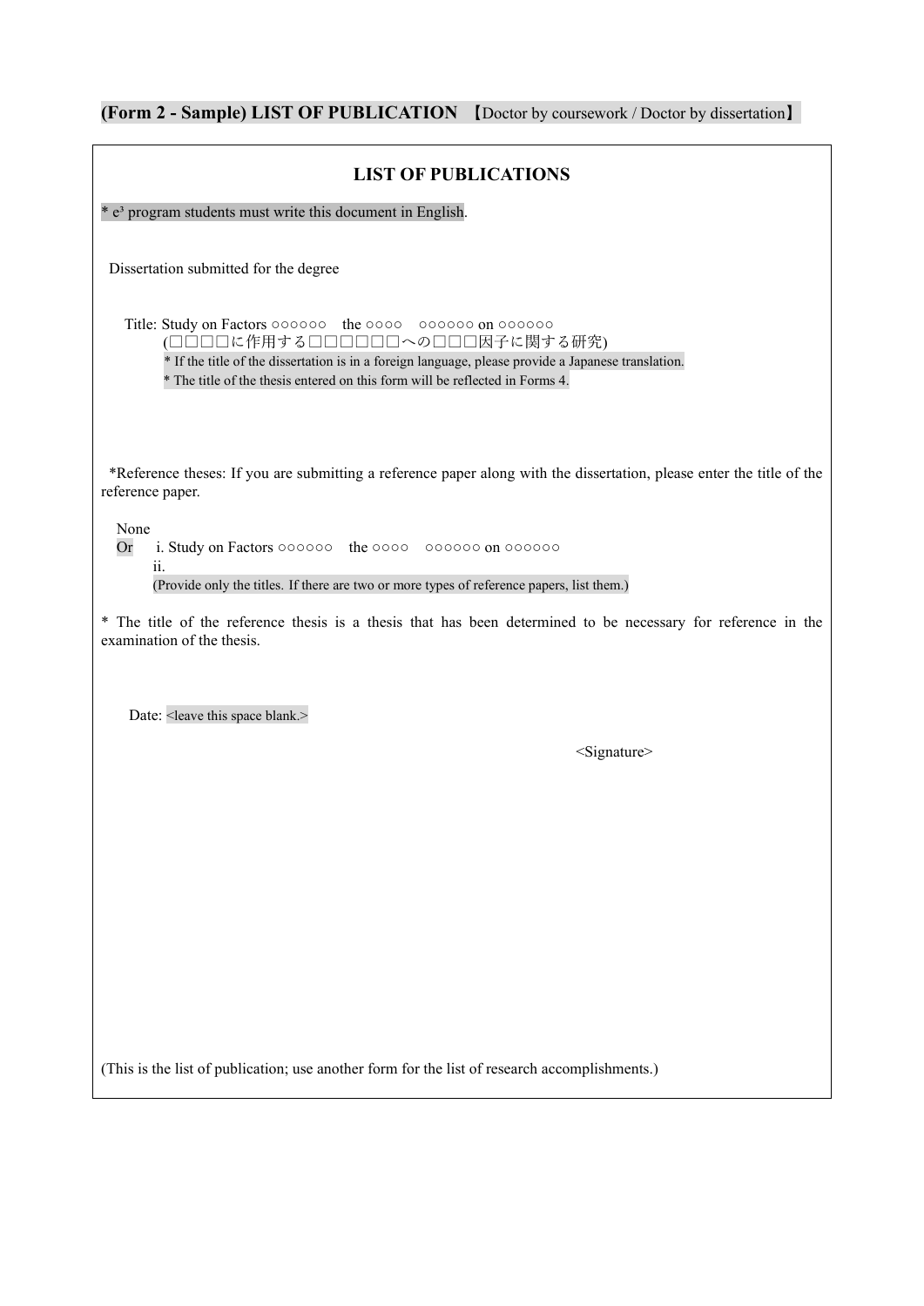**(Form 2 - Sample) LIST OF PUBLICATION 【Doctor by coursework / Doctor by dissertation】**

## LIST OF PUBLICATIONS

* e³ program students must write this document in English.

Dissertation submitted for the degree

Title: Study on Factors ○○○○○○ the ○○○○ ○○○○○○ on ○○○○○○
(□□□□に作用する□□□□□□への□□□因子に関する研究)
* If the title of the dissertation is in a foreign language, please provide a Japanese translation.
* The title of the thesis entered on this form will be reflected in Forms 4.

*Reference theses: If you are submitting a reference paper along with the dissertation, please enter the title of the reference paper.

None
Or i. Study on Factors ○○○○○○ the ○○○○ ○○○○○○ on ○○○○○○
ii.
(Provide only the titles. If there are two or more types of reference papers, list them.)

* The title of the reference thesis is a thesis that has been determined to be necessary for reference in the examination of the thesis.

Date: <leave this space blank.>

<Signature>

(This is the list of publication; use another form for the list of research accomplishments.)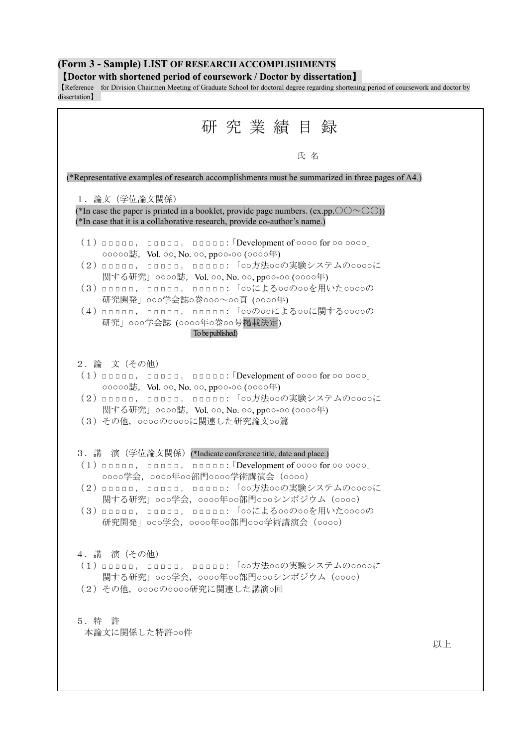**(Form 3 - Sample) LIST OF RESEARCH ACCOMPLISHMENTS**

**【Doctor with shortened period of coursework / Doctor by dissertation】**

【Reference for Division Chairmen Meeting of Graduate School for doctoral degree regarding shortening period of coursework and doctor by dissertation】

# 研 究 業 績 目 録

氏 名

(*Representative examples of research accomplishments must be summarized in three pages of A4.)

１．論文（学位論文関係）

(*In case the paper is printed in a booklet, provide page numbers. (ex.pp.○○～○○))
(*In case that it is a collaborative research, provide co-author's name.)

（1）□□□□□，□□□□□，□□□□□:「Development of ○○○○ for ○○ ○○○○」
　　○○○○○誌，Vol. ○○, No. ○○, pp○○-○○ (○○○○年)

（2）□□□□□，□□□□□，□□□□□:「○○方法○○の実験システムの○○○○に
　　関する研究」○○○○誌，Vol. ○○, No. ○○, pp○○-○○ (○○○○年)

（3）□□□□□，□□□□□，□□□□□:「○○による○○の○○を用いた○○○○の
　　研究開発」○○○学会誌○巻○○○～○○頁 (○○○○年)

（4）□□□□□，□□□□□，□□□□□:「○○の○○による○○に関する○○○○の
　　研究」○○○学会誌 (○○○○年○巻○○号掲載決定)
　　To be published)

２．論　文（その他）

（1）□□□□□，□□□□□，□□□□□:「Development of ○○○○ for ○○ ○○○○」
　　○○○○○誌，Vol. ○○, No. ○○, pp○○-○○ (○○○○年)

（2）□□□□□，□□□□□，□□□□□:「○○方法○○の実験システムの○○○○に
　　関する研究」○○○○誌，Vol. ○○, No. ○○, pp○○-○○ (○○○○年)

（3）その他，○○○○の○○○○に関連した研究論文○○篇

３．講　演（学位論文関係）(*Indicate conference title, date and place.)

（1）□□□□□，□□□□□，□□□□□:「Development of ○○○○ for ○○ ○○○○」
　　○○○○学会，○○○○年○○部門○○○○学術講演会（○○○○）

（2）□□□□□，□□□□□，□□□□□:「○○方法○○の実験システムの○○○○に
　　関する研究」○○○学会，○○○○年○○部門○○○シンポジウム（○○○○）

（3）□□□□□，□□□□□，□□□□□:「○○による○○の○○を用いた○○○○の
　　研究開発」○○○学会，○○○○年○○部門○○○学術講演会（○○○○）

４．講　演（その他）

（1）□□□□□，□□□□□，□□□□□:「○○方法○○の実験システムの○○○○に
　　関する研究」○○○学会，○○○○年○○部門○○○シンポジウム（○○○○）

（2）その他，○○○○の○○○○研究に関連した講演○回

５．特　許

本論文に関係した特許○○件

以上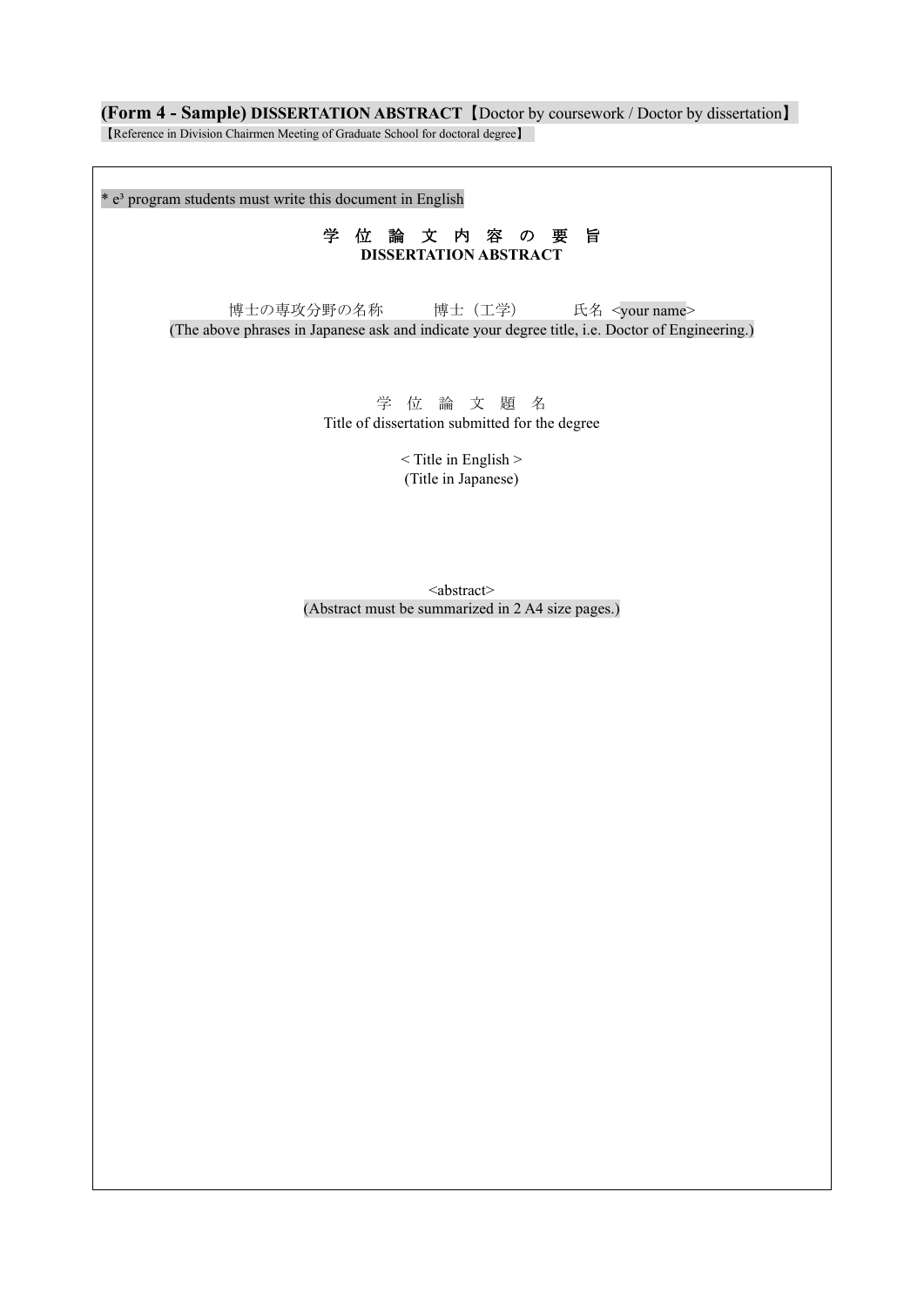**(Form 4 - Sample) DISSERTATION ABSTRACT**【Doctor by coursework / Doctor by dissertation】

【Reference in Division Chairmen Meeting of Graduate School for doctoral degree】

* e³ program students must write this document in English

**学 位 論 文 内 容 の 要 旨**

**DISSERTATION ABSTRACT**

博士の専攻分野の名称　　博士（工学）　　氏名 <your name>

(The above phrases in Japanese ask and indicate your degree title, i.e. Doctor of Engineering.)

学 位 論 文 題 名

Title of dissertation submitted for the degree

< Title in English >

(Title in Japanese)

<abstract>

(Abstract must be summarized in 2 A4 size pages.)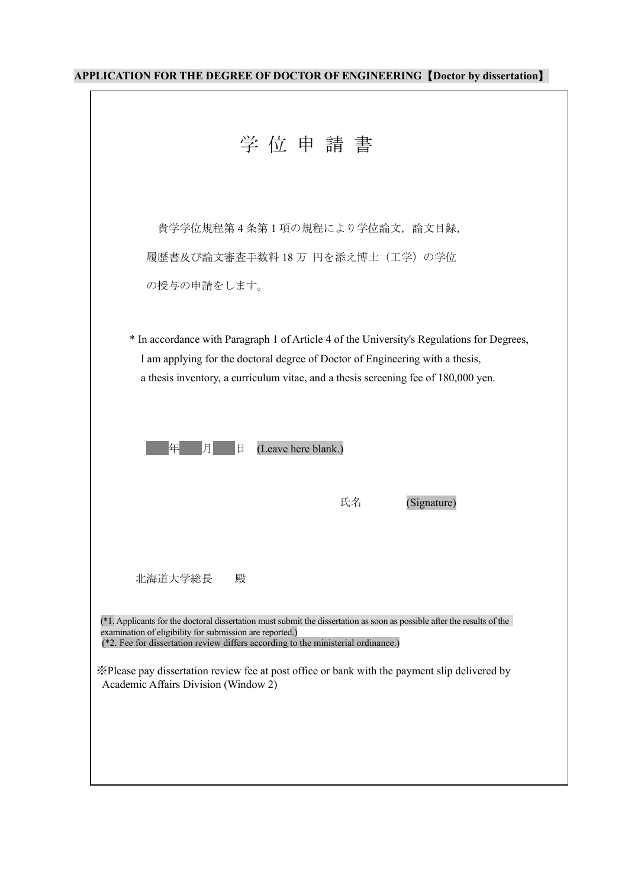**APPLICATION FOR THE DEGREE OF DOCTOR OF ENGINEERING【Doctor by dissertation】**

# 学 位 申 請 書

貴学学位規程第 4 条第 1 項の規程により学位論文，論文目録,

履歴書及び論文審査手数料 18 万 円を添え博士（工学）の学位

の授与の申請をします。

\* In accordance with Paragraph 1 of Article 4 of the University's Regulations for Degrees,
I am applying for the doctoral degree of Doctor of Engineering with a thesis,
a thesis inventory, a curriculum vitae, and a thesis screening fee of 180,000 yen.

年　　月　　日　(Leave here blank.)

氏名　　　(Signature)

北海道大学総長　　殿

(*1. Applicants for the doctoral dissertation must submit the dissertation as soon as possible after the results of the examination of eligibility for submission are reported.)
(*2. Fee for dissertation review differs according to the ministerial ordinance.)

※Please pay dissertation review fee at post office or bank with the payment slip delivered by Academic Affairs Division (Window 2)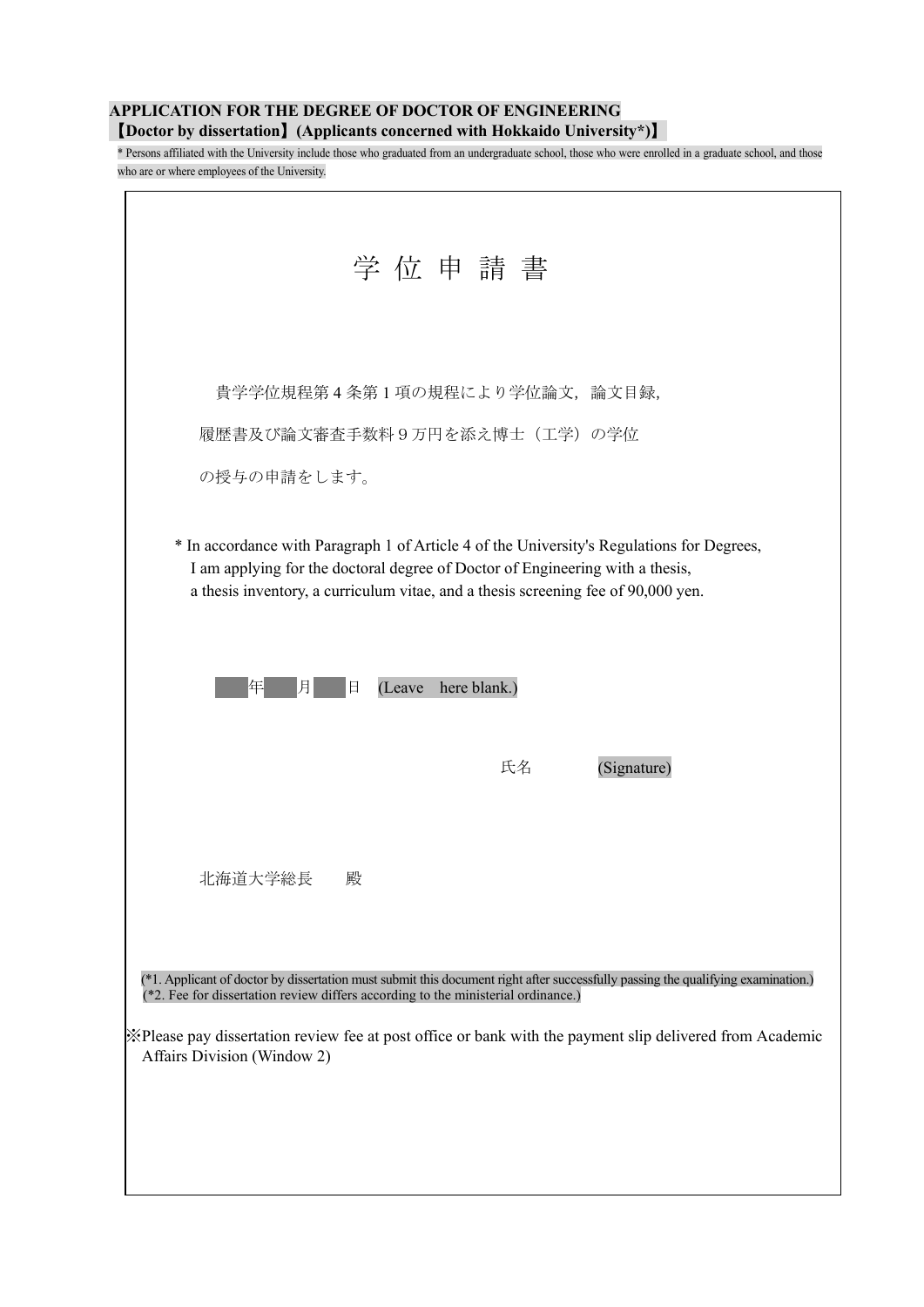**APPLICATION FOR THE DEGREE OF DOCTOR OF ENGINEERING**
**【Doctor by dissertation】(Applicants concerned with Hokkaido University*)】**

* Persons affiliated with the University include those who graduated from an undergraduate school, those who were enrolled in a graduate school, and those who are or where employees of the University.

# 学 位 申 請 書

貴学学位規程第 4 条第 1 項の規程により学位論文，論文目録，履歴書及び論文審査手数料 9 万円を添え博士（工学）の学位の授与の申請をします。

* In accordance with Paragraph 1 of Article 4 of the University's Regulations for Degrees, I am applying for the doctoral degree of Doctor of Engineering with a thesis, a thesis inventory, a curriculum vitae, and a thesis screening fee of 90,000 yen.

年　　月　　日　(Leave here blank.)

氏名　　(Signature)

北海道大学総長　　殿

(*1. Applicant of doctor by dissertation must submit this document right after successfully passing the qualifying examination.)
(*2. Fee for dissertation review differs according to the ministerial ordinance.)

※Please pay dissertation review fee at post office or bank with the payment slip delivered from Academic Affairs Division (Window 2)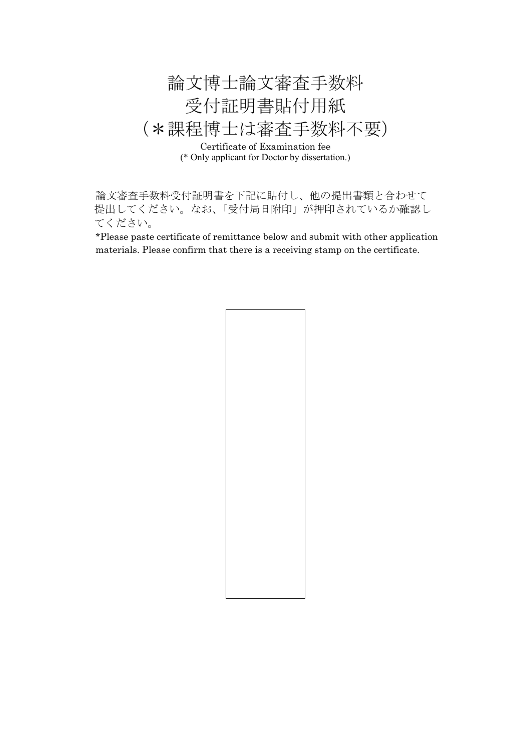# 論文博士論文審査手数料
# 受付証明書貼付用紙
# （＊課程博士は審査手数料不要）

Certificate of Examination fee
(* Only applicant for Doctor by dissertation.)

論文審査手数料受付証明書を下記に貼付し、他の提出書類と合わせて提出してください。なお、「受付局日附印」が押印されているか確認してください。

*Please paste certificate of remittance below and submit with other application materials. Please confirm that there is a receiving stamp on the certificate.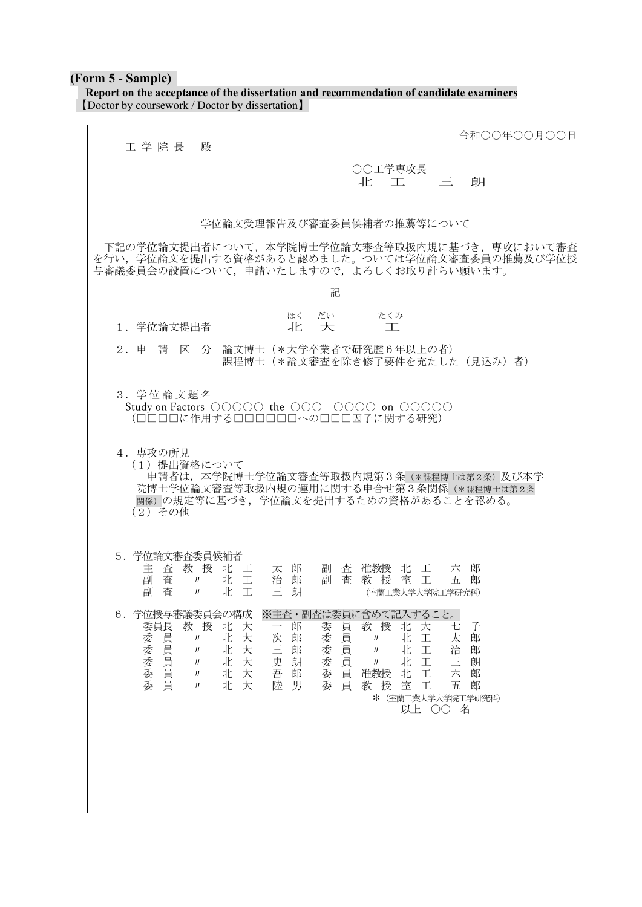**(Form 5 - Sample)**

**Report on the acceptance of the dissertation and recommendation of candidate examiners**

【Doctor by coursework / Doctor by dissertation】

令和○○年○○月○○日

工 学 院 長　殿

○○工学専攻長
北　工　　三　朗

学位論文受理報告及び審査委員候補者の推薦等について

下記の学位論文提出者について，本学院博士学位論文審査等取扱内規に基づき，専攻において審査を行い，学位論文を提出する資格があると認めました。ついては学位論文審査委員の推薦及び学位授与審議委員会の設置について，申請いたしますので，よろしくお取り計らい願います。

記

1．学位論文提出者　北（ほく）　大（だい）　工（たくみ）

2．申　請　区　分　論文博士（＊大学卒業者で研究歴６年以上の者）
　　　　　　　　　課程博士（＊論文審査を除き修了要件を充たした（見込み）者）

3．学 位 論 文 題 名
Study on Factors ○○○○○ the ○○○ ○○○○ on ○○○○○
（□□□□に作用する□□□□□□への□□□因子に関する研究）

4．専攻の所見
（1）提出資格について
申請者は，本学院博士学位論文審査等取扱内規第３条（＊課程博士は第２条）及び本学院博士学位論文審査等取扱内規の運用に関する申合せ第３条関係（＊課程博士は第２条関係）の規定等に基づき，学位論文を提出するための資格があることを認める。
（2）その他

5．学位論文審査委員候補者

| | | | | | |
|---|---|---|---|---|---|
| 主　査 | 教　授 | 北　工　太　郎 | 副　査 | 准教授 | 北　工　六　郎 |
| 副　査 | 〃 | 北　工　治　郎 | 副　査 | 教　授 | 室　工　五　郎 |
| 副　査 | 〃 | 北　工　三　朗 | | | (室蘭工業大学大学院工学研究科) |

6．学位授与審議委員会の構成　※主査・副査は委員に含めて記入すること。

| | | | | | |
|---|---|---|---|---|---|
| 委員長 | 教　授 | 北　大　一　郎 | 委　員 | 教　授 | 北　大　七　子 |
| 委　員 | 〃 | 北　大　次　郎 | 委　員 | 〃 | 北　工　太　郎 |
| 委　員 | 〃 | 北　大　三　郎 | 委　員 | 〃 | 北　工　治　郎 |
| 委　員 | 〃 | 北　大　史　朗 | 委　員 | 〃 | 北　工　三　朗 |
| 委　員 | 〃 | 北　大　吾　郎 | 委　員 | 准教授 | 北　工　六　郎 |
| 委　員 | 〃 | 北　大　陸　男 | 委　員 | 教　授 | 室　工　五　郎 |

＊（室蘭工業大学大学院工学研究科）

以上　○○　名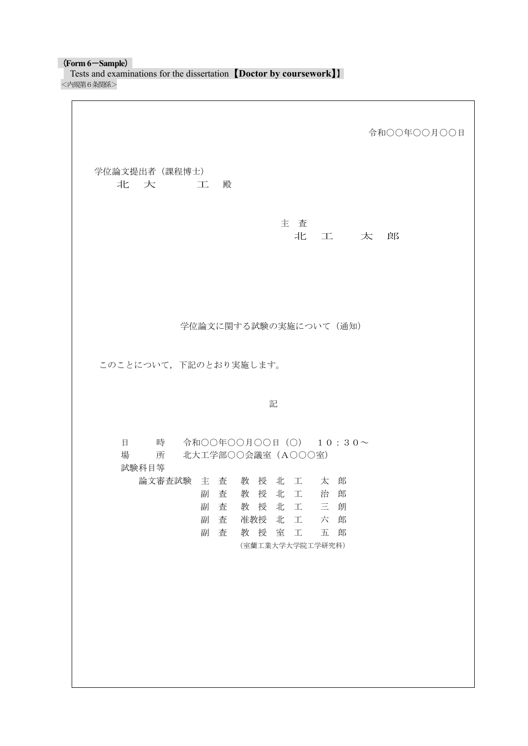**（Form 6－Sample）**

Tests and examinations for the dissertation **【Doctor by coursework】**

＜内規第６条関係＞

令和○○年○○月○○日

学位論文提出者（課程博士）

北　大　　　　工　殿

主　査

北　工　　　太　郎

学位論文に関する試験の実施について（通知）

このことについて，下記のとおり実施します。

記

日　　時　　令和○○年○○月○○日（○）　１０：３０～

場　　所　　北大工学部○○会議室（Ａ○○○室）

試験科目等

| | | | |
|---|---|---|---|
| 論文審査試験 | 主　査 | 教　授 | 北　工　　太　郎 |
| | 副　査 | 教　授 | 北　工　　治　郎 |
| | 副　査 | 教　授 | 北　工　　三　朗 |
| | 副　査 | 准教授 | 北　工　　六　郎 |
| | 副　査 | 教　授 | 室　工　　五　郎 |
| | | | （室蘭工業大学大学院工学研究科） |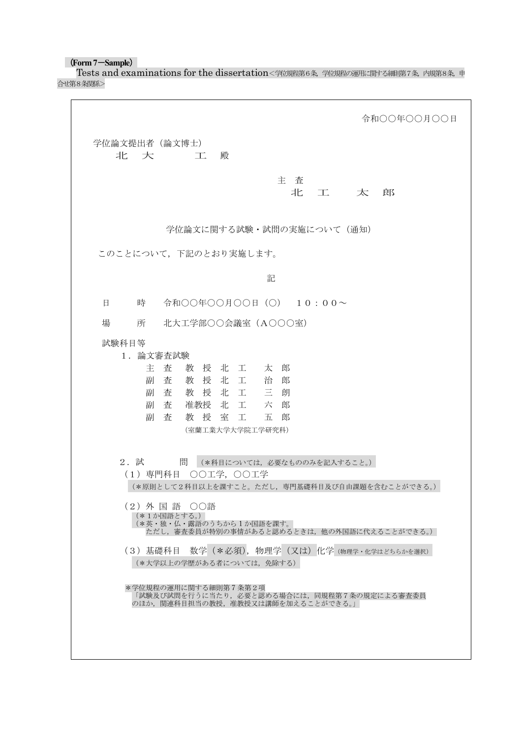**(Form 7－Sample)**

Tests and examinations for the dissertation＜学位規程第６条，学位規程の運用に関する細則第７条，内規第８条，申合せ第８条関係＞

令和○○年○○月○○日

学位論文提出者（論文博士）
　　北　大　　　　工　殿

主　査
北　工　　　太　郎

学位論文に関する試験・試問の実施について（通知）

このことについて，下記のとおり実施します。

記

日　　時　　令和○○年○○月○○日（○）　１０：００～

場　　所　　北大工学部○○会議室（Ａ○○○室）

試験科目等

１．論文審査試験

| | | | | |
|---|---|---|---|---|
| 主　査 | 教　授 | 北　工 | 太　郎 | |
| 副　査 | 教　授 | 北　工 | 治　郎 | |
| 副　査 | 教　授 | 北　工 | 三　朗 | |
| 副　査 | 准教授 | 北　工 | 六　郎 | |
| 副　査 | 教　授 | 室　工 | 五　郎 | |

（室蘭工業大学大学院工学研究科）

２．試　　　問　（＊科目については，必要なもののみを記入すること。）

（１）専門科目　○○工学，○○工学

（＊原則として２科目以上を課すこと。ただし，専門基礎科目及び自由課題を含むことができる。）

（２）外 国 語　○○語

（＊１か国語とする。）
（＊英・独・仏・露語のうちから１か国語を課す。
　ただし，審査委員が特別の事情があると認めるときは，他の外国語に代えることができる。）

（３）基礎科目　数学（＊必須），物理学（又は）化学（物理学・化学はどちらかを選択）

（＊大学以上の学歴がある者については，免除する）

＊学位規程の運用に関する細則第７条第２項
「試験及び試問を行うに当たり，必要と認める場合には，同規程第７条の規定による審査委員のほか，関連科目担当の教授，准教授又は講師を加えることができる。」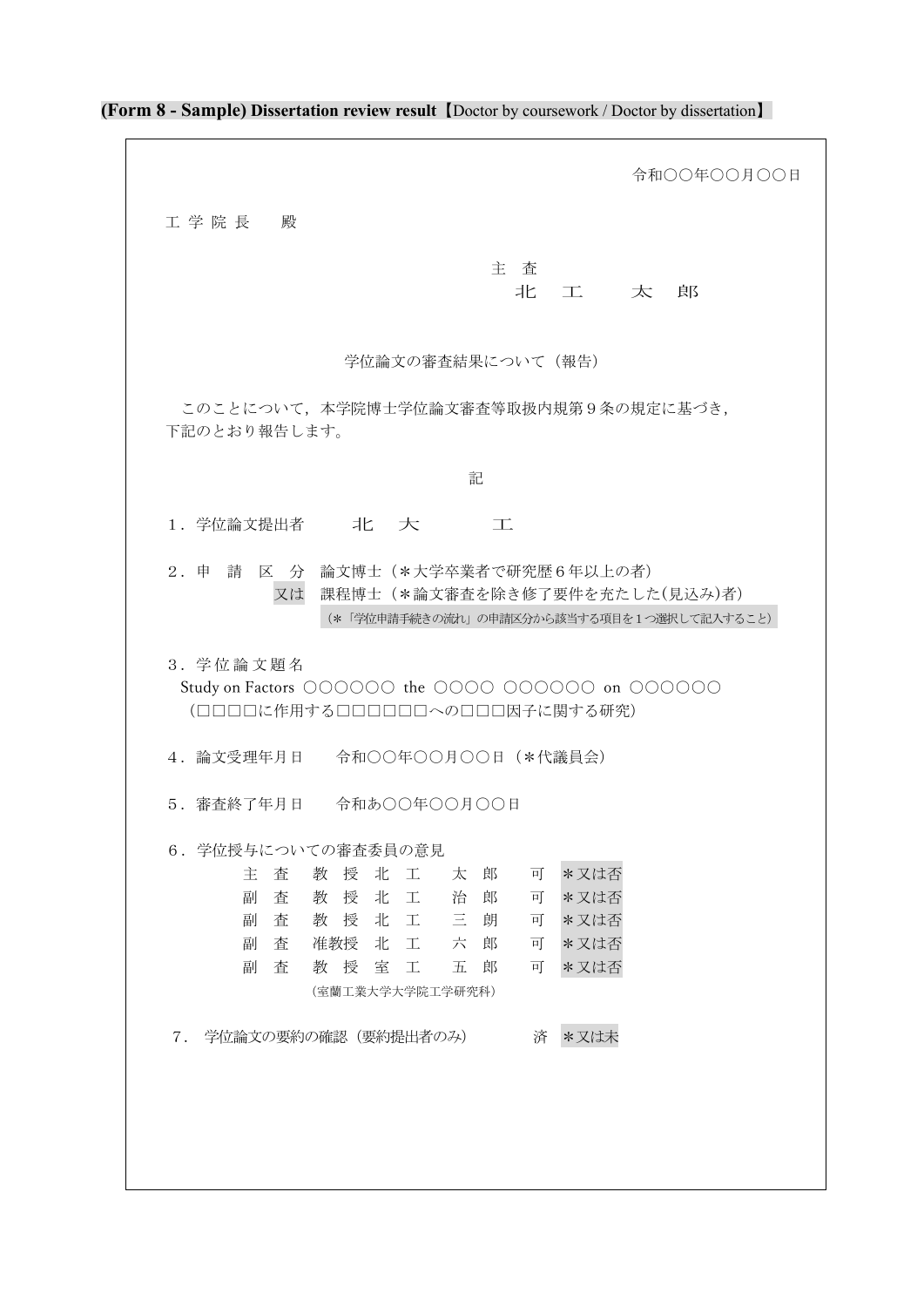**(Form 8 - Sample) Dissertation review result【Doctor by coursework / Doctor by dissertation】**

令和○○年○○月○○日

工 学 院 長　　殿

主 査
北　工　　太　郎

学位論文の審査結果について（報告）

このことについて，本学院博士学位論文審査等取扱内規第９条の規定に基づき，下記のとおり報告します。

記

１．学位論文提出者　　北　大　　　工

２．申　請　区　分　論文博士（＊大学卒業者で研究歴６年以上の者）
又は　課程博士（＊論文審査を除き修了要件を充たした(見込み)者）
（＊「学位申請手続きの流れ」の申請区分から該当する項目を１つ選択して記入すること）

３．学 位 論 文 題 名
Study on Factors ○○○○○○ the ○○○○ ○○○○○○ on ○○○○○○
（□□□□に作用する□□□□□□への□□□因子に関する研究）

４．論文受理年月日　　令和○○年○○月○○日（＊代議員会）

５．審査終了年月日　　令和あ○○年○○月○○日

６．学位授与についての審査委員の意見

| | | | | |
|---|---|---|---|---|
| 主 査 | 教 授 | 北 工　太 郎 | 可 | ＊又は否 |
| 副 査 | 教 授 | 北 工　治 郎 | 可 | ＊又は否 |
| 副 査 | 教 授 | 北 工　三 朗 | 可 | ＊又は否 |
| 副 査 | 准教授 | 北 工　六 郎 | 可 | ＊又は否 |
| 副 査 | 教 授 | 室 工　五 郎 | 可 | ＊又は否 |

（室蘭工業大学大学院工学研究科）

７．学位論文の要約の確認（要約提出者のみ）　　済　＊又は未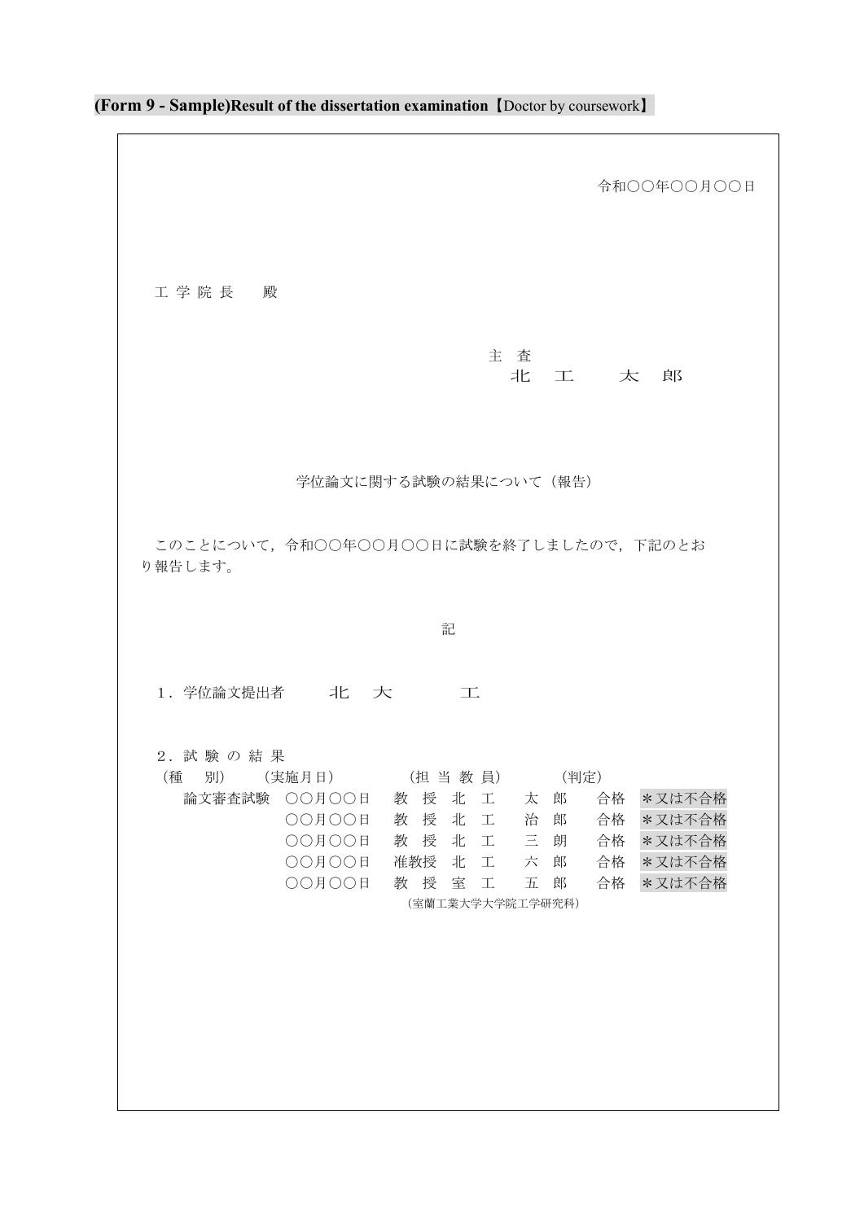**(Form 9 - Sample)Result of the dissertation examination【Doctor by coursework】**

令和○○年○○月○○日

工 学 院 長　　殿

主 査
北　工　　太　郎

学位論文に関する試験の結果について（報告）

このことについて，令和○○年○○月○○日に試験を終了しましたので，下記のとおり報告します。

記

1．学位論文提出者　　北　大　　　工

2．試 験 の 結 果

| (種　別) | (実施月日) | (担 当 教 員) | (判定) | |
|---|---|---|---|---|
| 論文審査試験 | ○○月○○日 | 教　授　北　工　　太　郎 | 合格 | *又は不合格 |
| | ○○月○○日 | 教　授　北　工　　治　郎 | 合格 | *又は不合格 |
| | ○○月○○日 | 教　授　北　工　　三　朗 | 合格 | *又は不合格 |
| | ○○月○○日 | 准教授　北　工　　六　郎 | 合格 | *又は不合格 |
| | ○○月○○日 | 教　授　室　工　　五　郎<br>(室蘭工業大学大学院工学研究科) | 合格 | *又は不合格 |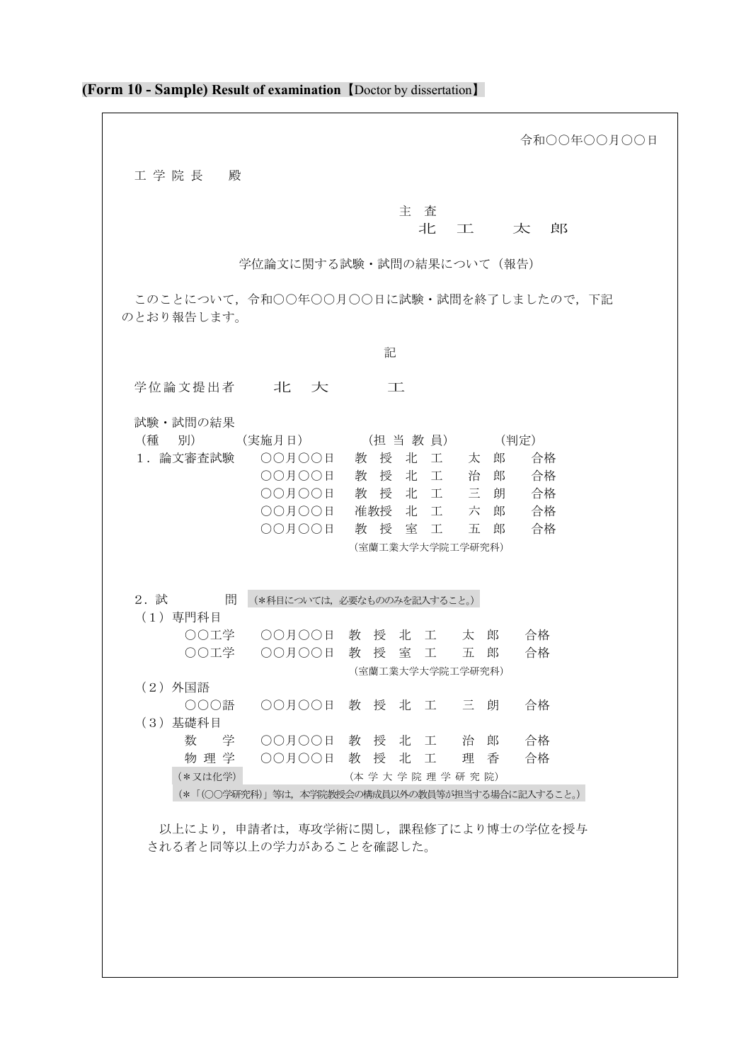**(Form 10 - Sample) Result of examination【Doctor by dissertation】**

令和〇〇年〇〇月〇〇日

工 学 院 長　　殿

主　査
北　工　　太　郎

学位論文に関する試験・試問の結果について（報告）

このことについて，令和〇〇年〇〇月〇〇日に試験・試問を終了しましたので，下記のとおり報告します。

記

学位論文提出者　　北　大　　　工

試験・試問の結果

| (種　別) | (実施月日) | (担 当 教 員) | (判定) |
|---|---|---|---|
| 1．論文審査試験 | 〇〇月〇〇日 | 教 授 北 工　太 郎 | 合格 |
| | 〇〇月〇〇日 | 教 授 北 工　治 郎 | 合格 |
| | 〇〇月〇〇日 | 教 授 北 工　三 朗 | 合格 |
| | 〇〇月〇〇日 | 准教授 北 工　六 郎 | 合格 |
| | 〇〇月〇〇日 | 教 授 室 工　五 郎<br>(室蘭工業大学大学院工学研究科) | 合格 |

2．試　　　問　（*科目については，必要なもののみを記入すること。）

| (種　別) | (実施月日) | (担 当 教 員) | (判定) |
|---|---|---|---|
| （1）専門科目 | | | |
| 〇〇工学 | 〇〇月〇〇日 | 教 授 北 工　太 郎 | 合格 |
| 〇〇工学 | 〇〇月〇〇日 | 教 授 室 工　五 郎<br>(室蘭工業大学大学院工学研究科) | 合格 |
| （2）外国語 | | | |
| 〇〇〇語 | 〇〇月〇〇日 | 教 授 北 工　三 朗 | 合格 |
| （3）基礎科目 | | | |
| 数　学 | 〇〇月〇〇日 | 教 授 北 工　治 郎 | 合格 |
| 物 理 学<br>(*又は化学) | 〇〇月〇〇日 | 教 授 北 工　理 香<br>(本 学 大 学 院 理 学 研 究 院) | 合格 |

(*「(〇〇学研究科)」等は，本学院教授会の構成員以外の教員等が担当する場合に記入すること。)

以上により，申請者は，専攻学術に関し，課程修了により博士の学位を授与される者と同等以上の学力があることを確認した。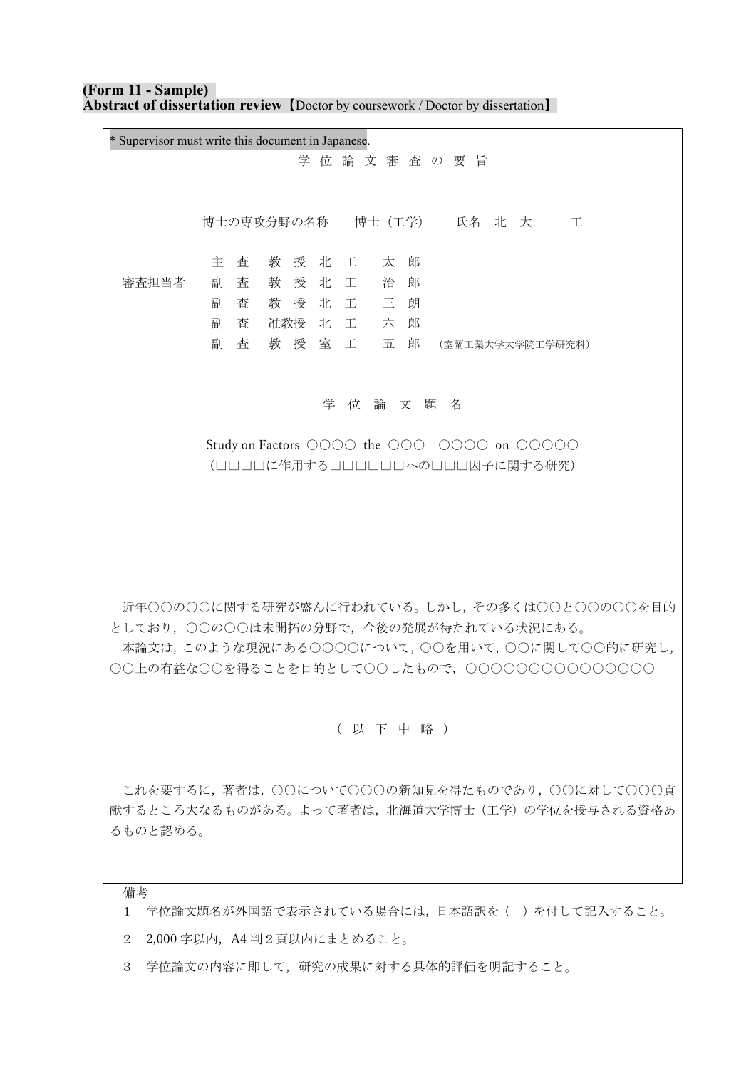**(Form 11 - Sample)**
**Abstract of dissertation review【Doctor by coursework / Doctor by dissertation】**

* Supervisor must write this document in Japanese.

学 位 論 文 審 査 の 要 旨

博士の専攻分野の名称　　博士（工学）　　氏名　北　大　　　工

| | | | | |
|---|---|---|---|---|
| 審査担当者 | 主　査 | 教　授 | 北　工　　太　郎 | |
| | 副　査 | 教　授 | 北　工　　治　郎 | |
| | 副　査 | 教　授 | 北　工　　三　朗 | |
| | 副　査 | 准教授 | 北　工　　六　郎 | |
| | 副　査 | 教　授 | 室　工　　五　郎 | （室蘭工業大学大学院工学研究科） |

学 位 論 文 題 名

Study on Factors ○○○○ the ○○○ ○○○○ on ○○○○○
（□□□□に作用する□□□□□□への□□□因子に関する研究）

近年○○の○○に関する研究が盛んに行われている。しかし，その多くは○○と○○の○○を目的としており，○○の○○は未開拓の分野で，今後の発展が待たれている状況にある。

本論文は，このような現況にある○○○○について，○○を用いて，○○に関して○○的に研究し，○○上の有益な○○を得ることを目的として○○したもので，○○○○○○○○○○○○○○○

（ 以 下 中 略 ）

これを要するに，著者は，○○について○○○の新知見を得たものであり，○○に対して○○○貢献するところ大なるものがある。よって著者は，北海道大学博士（工学）の学位を授与される資格あるものと認める。

備考

1　学位論文題名が外国語で表示されている場合には，日本語訳を（　）を付して記入すること。

2　2,000 字以内，A4 判２頁以内にまとめること。

3　学位論文の内容に即して，研究の成果に対する具体的評価を明記すること。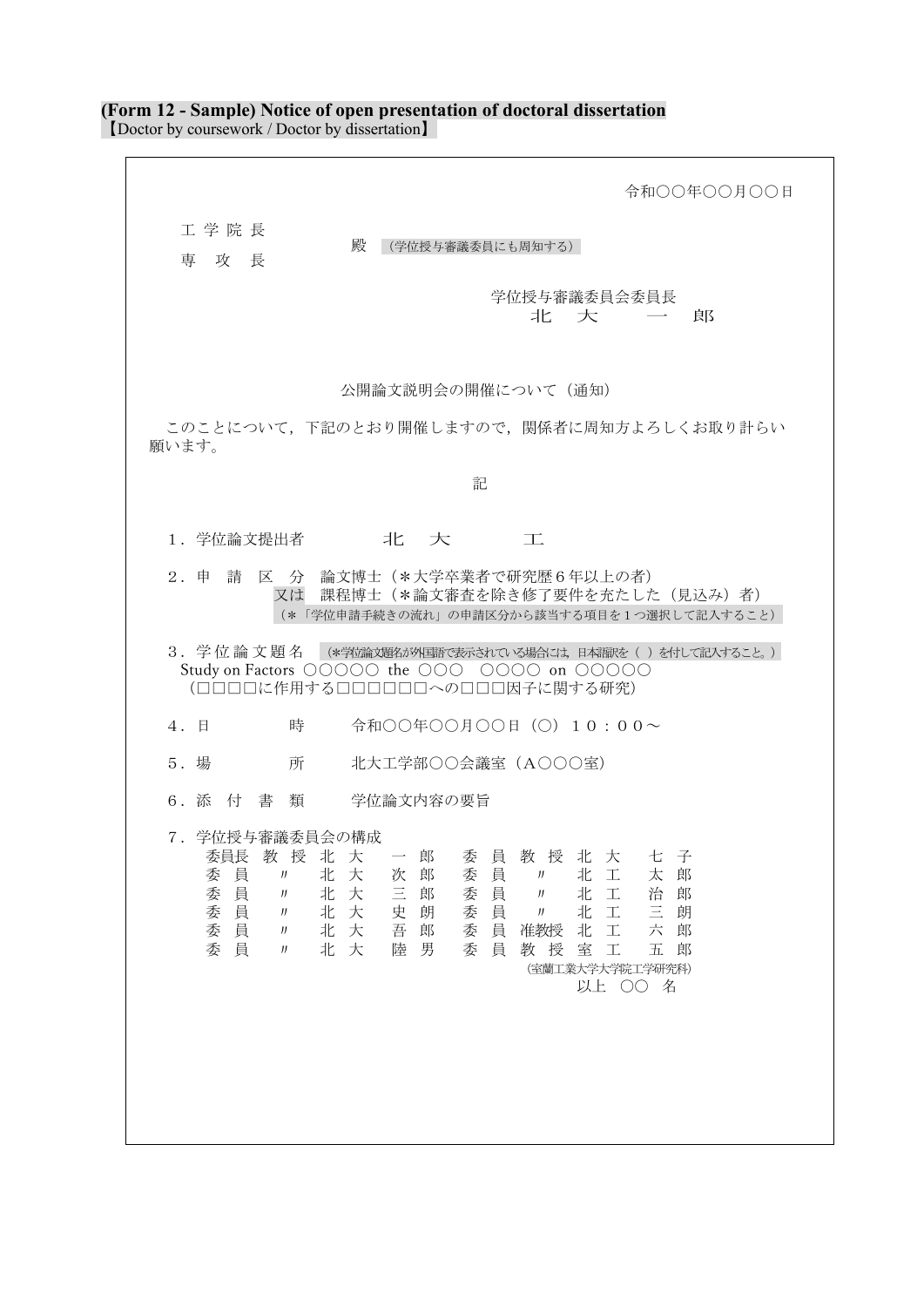**(Form 12 - Sample) Notice of open presentation of doctoral dissertation**
【Doctor by coursework / Doctor by dissertation】

令和○○年○○月○○日

工 学 院 長
専　攻　長　　殿　（学位授与審議委員にも周知する）

学位授与審議委員会委員長
北　大　　一　郎

公開論文説明会の開催について（通知）

このことについて，下記のとおり開催しますので，関係者に周知方よろしくお取り計らい願います。

記

1．学位論文提出者　　北　大　　工

2．申　請　区　分　論文博士（＊大学卒業者で研究歴6年以上の者）
又は　課程博士（＊論文審査を除き修了要件を充たした（見込み）者）
（＊「学位申請手続きの流れ」の申請区分から該当する項目を1つ選択して記入すること）

3．学 位 論 文 題 名　（*学位論文題名が外国語で表示されている場合には，日本語訳を（ ）を付して記入すること。）
Study on Factors ○○○○○ the ○○○　○○○○ on ○○○○○
（□□□□に作用する□□□□□□への□□□因子に関する研究）

4．日　　　　時　　令和○○年○○月○○日（○）１０：００～

5．場　　　　所　　北大工学部○○会議室（A○○○室）

6．添　付　書　類　　学位論文内容の要旨

7．学位授与審議委員会の構成

| | | | | | | |
|---|---|---|---|---|---|---|
| 委員長 | 教 授 | 北 大　一 郎 | 委 員 | 教 授 | 北 大 | 七 子 |
| 委 員 | 〃 | 北 大　次 郎 | 委 員 | 〃 | 北 工 | 太 郎 |
| 委 員 | 〃 | 北 大　三 郎 | 委 員 | 〃 | 北 工 | 治 郎 |
| 委 員 | 〃 | 北 大　史 朗 | 委 員 | 〃 | 北 工 | 三 朗 |
| 委 員 | 〃 | 北 大　吾 郎 | 委 員 | 准教授 | 北 工 | 六 郎 |
| 委 員 | 〃 | 北 大　陸 男 | 委 員 | 教 授 | 室 工 | 五 郎 |

(室蘭工業大学大学院工学研究科)

以上　○○　名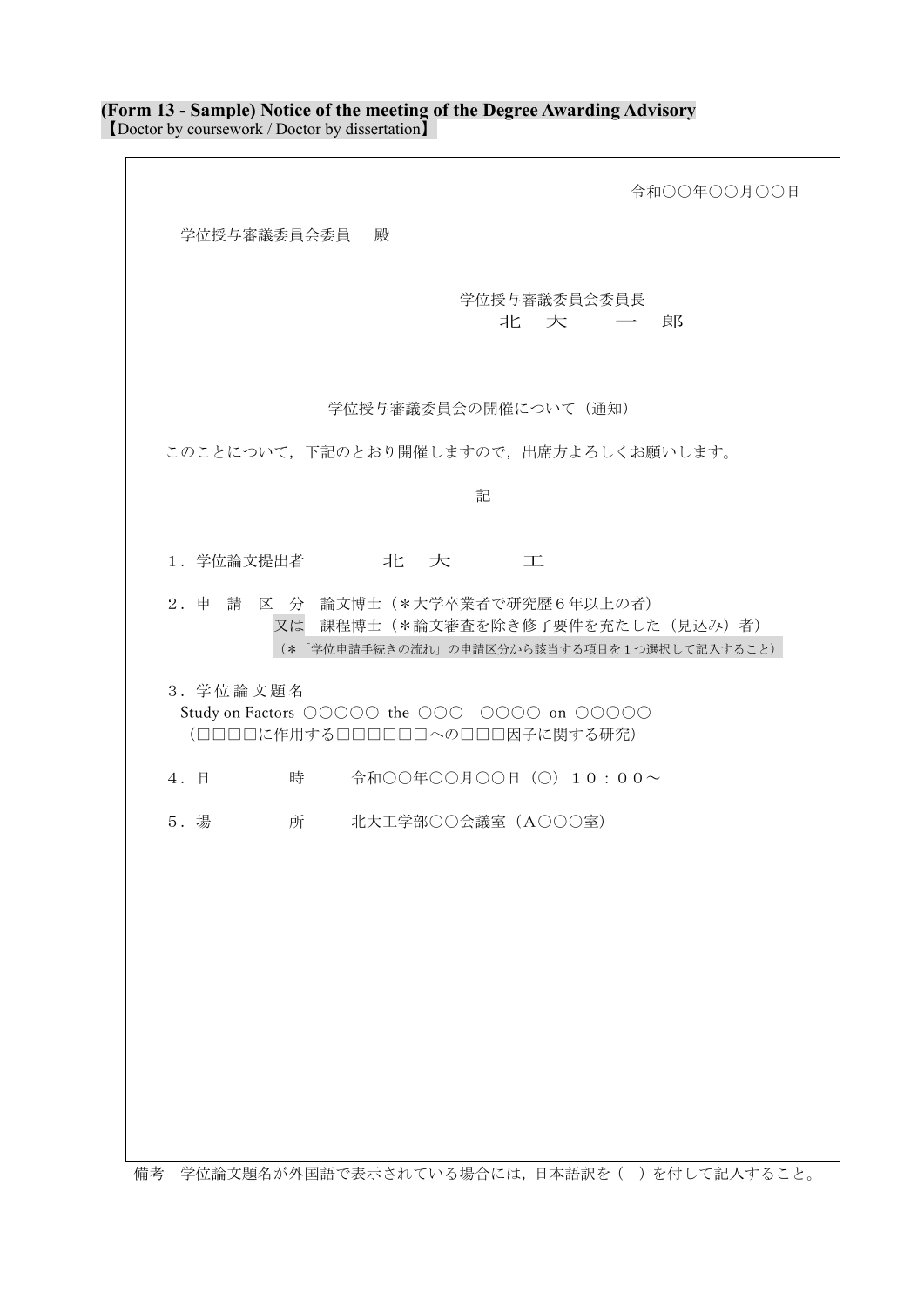**(Form 13 - Sample) Notice of the meeting of the Degree Awarding Advisory**
【Doctor by coursework / Doctor by dissertation】

令和○○年○○月○○日

学位授与審議委員会委員　殿

学位授与審議委員会委員長
北　大　　一　郎

学位授与審議委員会の開催について（通知）

このことについて，下記のとおり開催しますので，出席方よろしくお願いします。

記

1．学位論文提出者　　　北　大　　工

2．申　請　区　分　論文博士（＊大学卒業者で研究歴６年以上の者）
又は　課程博士（＊論文審査を除き修了要件を充たした（見込み）者）
（＊「学位申請手続きの流れ」の申請区分から該当する項目を１つ選択して記入すること）

3．学位論文題名
Study on Factors ○○○○○ the ○○○ ○○○○ on ○○○○○
（□□□□に作用する□□□□□□への□□□因子に関する研究）

4．日　　　時　　令和○○年○○月○○日（○）１０：００～

5．場　　　所　　北大工学部○○会議室（A○○○室）

備考　学位論文題名が外国語で表示されている場合には，日本語訳を（　）を付して記入すること。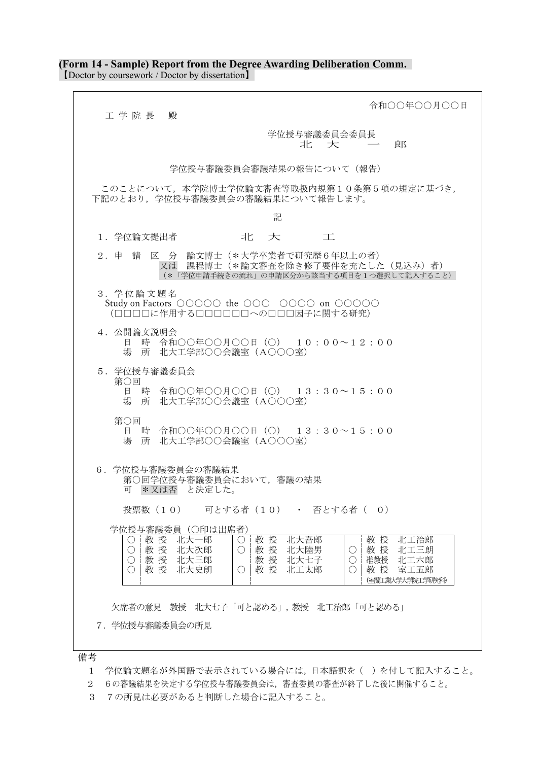**(Form 14 - Sample) Report from the Degree Awarding Deliberation Comm.**
【Doctor by coursework / Doctor by dissertation】

令和〇〇年〇〇月〇〇日

工 学 院 長　殿

学位授与審議委員会委員長
北　大　　一　郎

学位授与審議委員会審議結果の報告について（報告）

このことについて，本学院博士学位論文審査等取扱内規第１０条第５項の規定に基づき，下記のとおり，学位授与審議委員会の審議結果について報告します。

記

１．学位論文提出者　　　　北　大　　　工

２．申　請　区　分　論文博士（＊大学卒業者で研究歴６年以上の者）
又は　課程博士（＊論文審査を除き修了要件を充たした（見込み）者）
（＊「学位申請手続きの流れ」の申請区分から該当する項目を１つ選択して記入すること）

３．学位論文題名
Study on Factors 〇〇〇〇〇 the 〇〇〇 〇〇〇〇 on 〇〇〇〇〇
（□□□□に作用する□□□□□□への□□□因子に関する研究）

４．公開論文説明会
日　時　令和〇〇年〇〇月〇〇日（〇）　１０：００～１２：００
場　所　北大工学部〇〇会議室（A〇〇〇室）

５．学位授与審議委員会
第〇回
日　時　令和〇〇年〇〇月〇〇日（〇）　１３：３０～１５：００
場　所　北大工学部〇〇会議室（A〇〇〇室）

第〇回
日　時　令和〇〇年〇〇月〇〇日（〇）　１３：３０～１５：００
場　所　北大工学部〇〇会議室（A〇〇〇室）

６．学位授与審議委員会の審議結果
第〇回学位授与審議委員会において，審議の結果
可　＊又は否　と決定した。

投票数（１０）　　可とする者（１０）　・　否とする者（　0）

学位授与審議委員（〇印は出席者）

| | | | | | |
|---|---|---|---|---|---|
| 〇 | 教 授　北大一郎 | 〇 | 教 授　北大吾郎 | | 教 授　北工治郎 |
| 〇 | 教 授　北大次郎 | 〇 | 教 授　北大陸男 | 〇 | 教 授　北工三朗 |
| 〇 | 教 授　北大三郎 | | 教 授　北大七子 | 〇 | 准教授　北工六郎 |
| 〇 | 教 授　北大史朗 | 〇 | 教 授　北工太郎 | 〇 | 教 授　室工五郎 (室蘭工業大学大学院工学研究科) |

欠席者の意見　教授　北大七子「可と認める」，教授　北工治郎「可と認める」

７．学位授与審議委員会の所見

備考
1　学位論文題名が外国語で表示されている場合には，日本語訳を（ ）を付して記入すること。
2　６の審議結果を決定する学位授与審議委員会は，審査委員の審査が終了した後に開催すること。
3　７の所見は必要があると判断した場合に記入すること。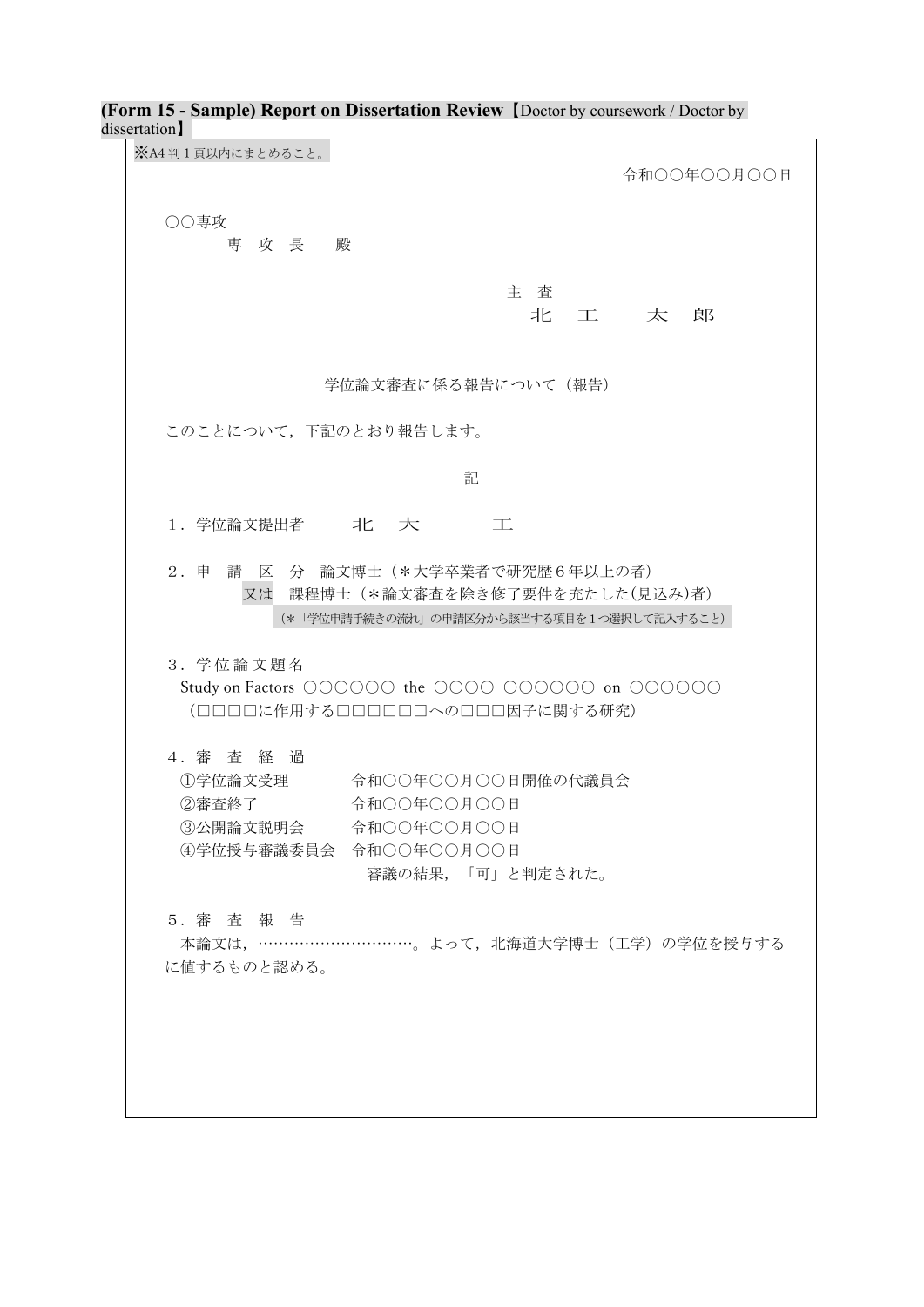**(Form 15 - Sample) Report on Dissertation Review【Doctor by coursework / Doctor by dissertation】**

※A4 判 1 頁以内にまとめること。

令和○○年○○月○○日

○○専攻

専 攻 長　殿

主 査

北 工　太 郎

学位論文審査に係る報告について（報告）

このことについて，下記のとおり報告します。

記

１．学位論文提出者　北 大　工

２．申 請 区 分　論文博士（＊大学卒業者で研究歴６年以上の者）

又は　課程博士（＊論文審査を除き修了要件を充たした(見込み)者）

（＊「学位申請手続きの流れ」の申請区分から該当する項目を１つ選択して記入すること）

３．学位論文題名

Study on Factors ○○○○○○ the ○○○○ ○○○○○○ on ○○○○○○

（□□□□に作用する□□□□□□への□□□因子に関する研究）

４．審 査 経 過

①学位論文受理　令和○○年○○月○○日開催の代議員会

②審査終了　令和○○年○○月○○日

③公開論文説明会　令和○○年○○月○○日

④学位授与審議委員会　令和○○年○○月○○日

審議の結果，「可」と判定された。

５．審 査 報 告

本論文は，…………………………。よって，北海道大学博士（工学）の学位を授与するに値するものと認める。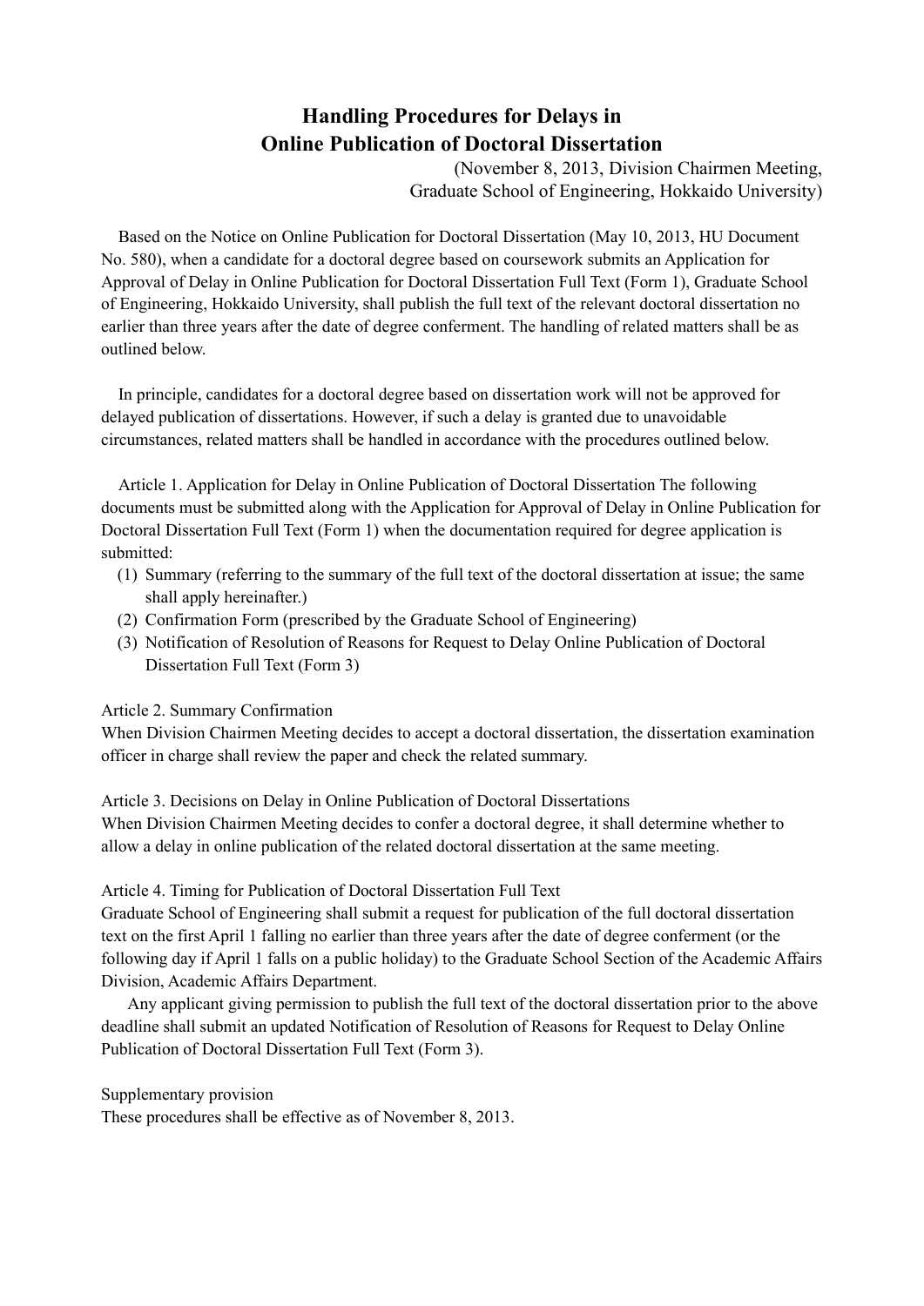# Handling Procedures for Delays in Online Publication of Doctoral Dissertation

(November 8, 2013, Division Chairmen Meeting,
Graduate School of Engineering, Hokkaido University)

Based on the Notice on Online Publication for Doctoral Dissertation (May 10, 2013, HU Document No. 580), when a candidate for a doctoral degree based on coursework submits an Application for Approval of Delay in Online Publication for Doctoral Dissertation Full Text (Form 1), Graduate School of Engineering, Hokkaido University, shall publish the full text of the relevant doctoral dissertation no earlier than three years after the date of degree conferment. The handling of related matters shall be as outlined below.

In principle, candidates for a doctoral degree based on dissertation work will not be approved for delayed publication of dissertations. However, if such a delay is granted due to unavoidable circumstances, related matters shall be handled in accordance with the procedures outlined below.

Article 1. Application for Delay in Online Publication of Doctoral Dissertation The following documents must be submitted along with the Application for Approval of Delay in Online Publication for Doctoral Dissertation Full Text (Form 1) when the documentation required for degree application is submitted:

(1) Summary (referring to the summary of the full text of the doctoral dissertation at issue; the same shall apply hereinafter.)
(2) Confirmation Form (prescribed by the Graduate School of Engineering)
(3) Notification of Resolution of Reasons for Request to Delay Online Publication of Doctoral Dissertation Full Text (Form 3)

Article 2. Summary Confirmation
When Division Chairmen Meeting decides to accept a doctoral dissertation, the dissertation examination officer in charge shall review the paper and check the related summary.

Article 3. Decisions on Delay in Online Publication of Doctoral Dissertations
When Division Chairmen Meeting decides to confer a doctoral degree, it shall determine whether to allow a delay in online publication of the related doctoral dissertation at the same meeting.

Article 4. Timing for Publication of Doctoral Dissertation Full Text
Graduate School of Engineering shall submit a request for publication of the full doctoral dissertation text on the first April 1 falling no earlier than three years after the date of degree conferment (or the following day if April 1 falls on a public holiday) to the Graduate School Section of the Academic Affairs Division, Academic Affairs Department.

Any applicant giving permission to publish the full text of the doctoral dissertation prior to the above deadline shall submit an updated Notification of Resolution of Reasons for Request to Delay Online Publication of Doctoral Dissertation Full Text (Form 3).

Supplementary provision
These procedures shall be effective as of November 8, 2013.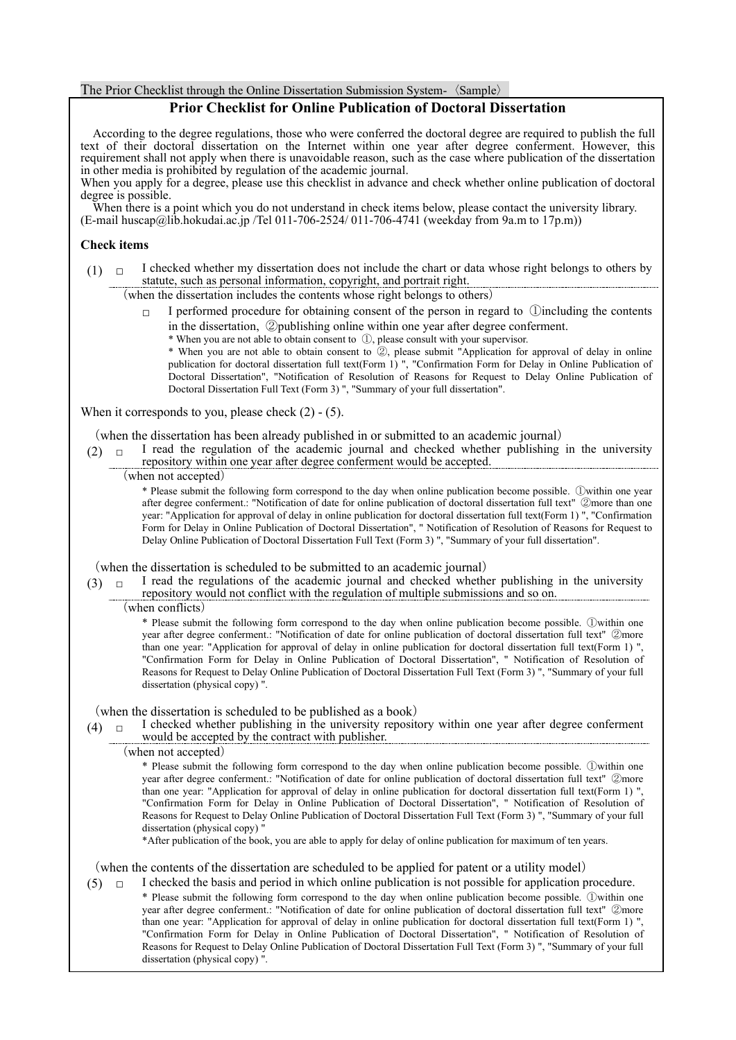The Prior Checklist through the Online Dissertation Submission System-〈Sample〉

## Prior Checklist for Online Publication of Doctoral Dissertation

According to the degree regulations, those who were conferred the doctoral degree are required to publish the full text of their doctoral dissertation on the Internet within one year after degree conferment. However, this requirement shall not apply when there is unavoidable reason, such as the case where publication of the dissertation in other media is prohibited by regulation of the academic journal.

When you apply for a degree, please use this checklist in advance and check whether online publication of doctoral degree is possible.

When there is a point which you do not understand in check items below, please contact the university library. (E-mail huscap@lib.hokudai.ac.jp /Tel 011-706-2524/ 011-706-4741 (weekday from 9a.m to 17p.m))

**Check items**

(1) □ I checked whether my dissertation does not include the chart or data whose right belongs to others by statute, such as personal information, copyright, and portrait right.

(when the dissertation includes the contents whose right belongs to others)

□ I performed procedure for obtaining consent of the person in regard to ①including the contents in the dissertation, ②publishing online within one year after degree conferment.

\* When you are not able to obtain consent to ①, please consult with your supervisor.

\* When you are not able to obtain consent to ②, please submit "Application for approval of delay in online publication for doctoral dissertation full text(Form 1) ", "Confirmation Form for Delay in Online Publication of Doctoral Dissertation", " Notification of Resolution of Reasons for Request to Delay Online Publication of Doctoral Dissertation Full Text (Form 3) ", "Summary of your full dissertation".

When it corresponds to you, please check (2) - (5).

(when the dissertation has been already published in or submitted to an academic journal)

(2) □ I read the regulation of the academic journal and checked whether publishing in the university repository within one year after degree conferment would be accepted.

(when not accepted)

\* Please submit the following form correspond to the day when online publication become possible. ①within one year after degree conferment.: "Notification of date for online publication of doctoral dissertation full text" ②more than one year: "Application for approval of delay in online publication for doctoral dissertation full text(Form 1) ", "Confirmation Form for Delay in Online Publication of Doctoral Dissertation", " Notification of Resolution of Reasons for Request to Delay Online Publication of Doctoral Dissertation Full Text (Form 3) ", "Summary of your full dissertation".

(when the dissertation is scheduled to be submitted to an academic journal)

(3) □ I read the regulations of the academic journal and checked whether publishing in the university repository would not conflict with the regulation of multiple submissions and so on.

(when conflicts)

\* Please submit the following form correspond to the day when online publication become possible. ①within one year after degree conferment.: "Notification of date for online publication of doctoral dissertation full text" ②more than one year: "Application for approval of delay in online publication for doctoral dissertation full text(Form 1) ", "Confirmation Form for Delay in Online Publication of Doctoral Dissertation", " Notification of Resolution of Reasons for Request to Delay Online Publication of Doctoral Dissertation Full Text (Form 3) ", "Summary of your full dissertation (physical copy) ".

(when the dissertation is scheduled to be published as a book)

(4) □ I checked whether publishing in the university repository within one year after degree conferment would be accepted by the contract with publisher.

(when not accepted)

\* Please submit the following form correspond to the day when online publication become possible. ①within one year after degree conferment.: "Notification of date for online publication of doctoral dissertation full text" ②more than one year: "Application for approval of delay in online publication for doctoral dissertation full text(Form 1) ", "Confirmation Form for Delay in Online Publication of Doctoral Dissertation", " Notification of Resolution of Reasons for Request to Delay Online Publication of Doctoral Dissertation Full Text (Form 3) ", "Summary of your full dissertation (physical copy) "

\*After publication of the book, you are able to apply for delay of online publication for maximum of ten years.

(when the contents of the dissertation are scheduled to be applied for patent or a utility model)

(5) □ I checked the basis and period in which online publication is not possible for application procedure.

\* Please submit the following form correspond to the day when online publication become possible. ①within one year after degree conferment.: "Notification of date for online publication of doctoral dissertation full text" ②more than one year: "Application for approval of delay in online publication for doctoral dissertation full text(Form 1) ", "Confirmation Form for Delay in Online Publication of Doctoral Dissertation", " Notification of Resolution of Reasons for Request to Delay Online Publication of Doctoral Dissertation Full Text (Form 3) ", "Summary of your full dissertation (physical copy) ".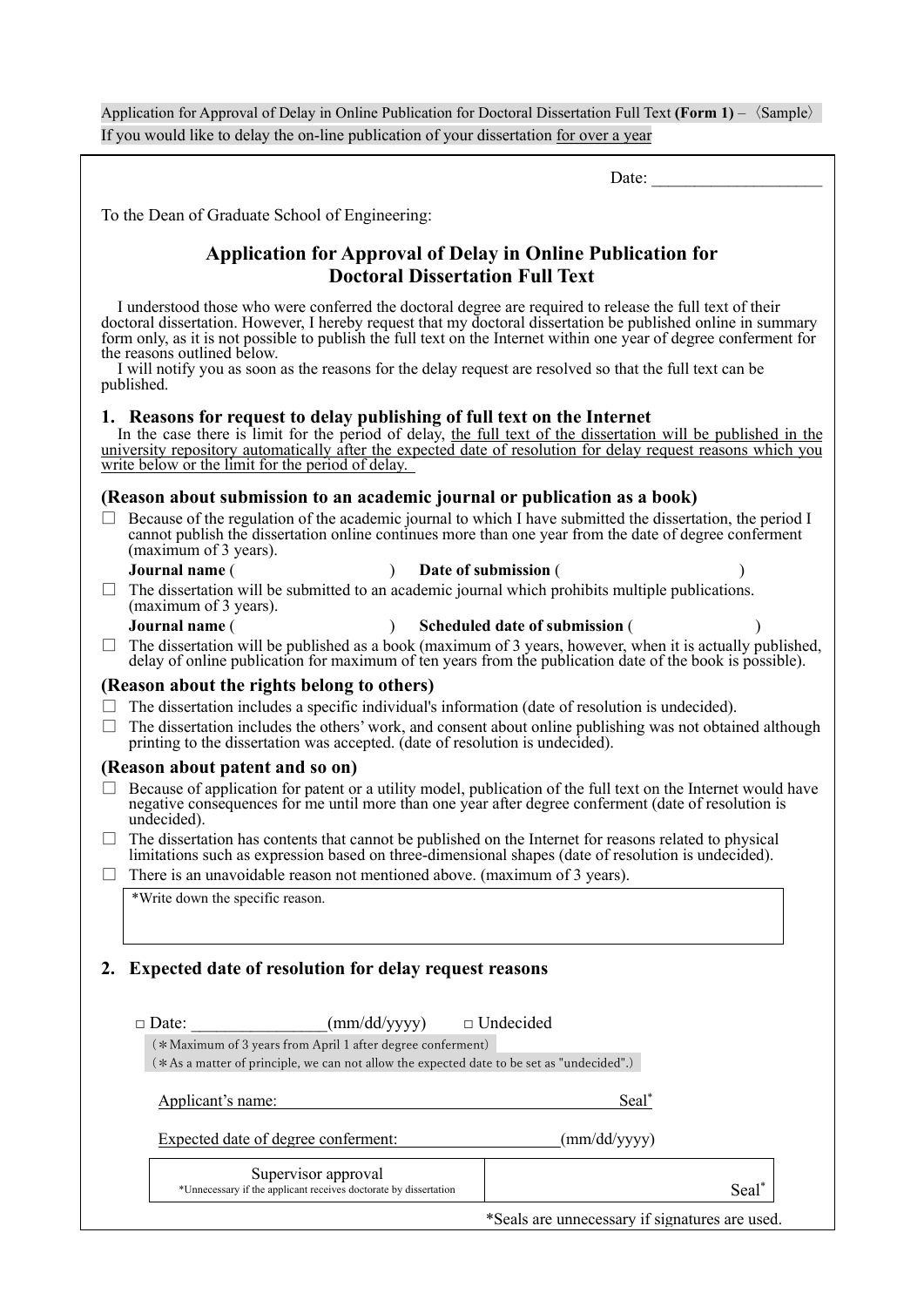Application for Approval of Delay in Online Publication for Doctoral Dissertation Full Text **(Form 1)** – 〈Sample〉

If you would like to delay the on-line publication of your dissertation for over a year

Date: ____________________

To the Dean of Graduate School of Engineering:

## Application for Approval of Delay in Online Publication for Doctoral Dissertation Full Text

I understood those who were conferred the doctoral degree are required to release the full text of their doctoral dissertation. However, I hereby request that my doctoral dissertation be published online in summary form only, as it is not possible to publish the full text on the Internet within one year of degree conferment for the reasons outlined below.

I will notify you as soon as the reasons for the delay request are resolved so that the full text can be published.

### 1. Reasons for request to delay publishing of full text on the Internet

In the case there is limit for the period of delay, the full text of the dissertation will be published in the university repository automatically after the expected date of resolution for delay request reasons which you write below or the limit for the period of delay.

**(Reason about submission to an academic journal or publication as a book)**

- ☐ Because of the regulation of the academic journal to which I have submitted the dissertation, the period I cannot publish the dissertation online continues more than one year from the date of degree conferment (maximum of 3 years).

  **Journal name** (                    )  **Date of submission** (                    )

- ☐ The dissertation will be submitted to an academic journal which prohibits multiple publications. (maximum of 3 years).

  **Journal name** (                    )  **Scheduled date of submission** (                    )

- ☐ The dissertation will be published as a book (maximum of 3 years, however, when it is actually published, delay of online publication for maximum of ten years from the publication date of the book is possible).

**(Reason about the rights belong to others)**

- ☐ The dissertation includes a specific individual's information (date of resolution is undecided).
- ☐ The dissertation includes the others' work, and consent about online publishing was not obtained although printing to the dissertation was accepted. (date of resolution is undecided).

**(Reason about patent and so on)**

- ☐ Because of application for patent or a utility model, publication of the full text on the Internet would have negative consequences for me until more than one year after degree conferment (date of resolution is undecided).
- ☐ The dissertation has contents that cannot be published on the Internet for reasons related to physical limitations such as expression based on three-dimensional shapes (date of resolution is undecided).
- ☐ There is an unavoidable reason not mentioned above. (maximum of 3 years).

  *Write down the specific reason.

### 2. Expected date of resolution for delay request reasons

□ Date: ________________(mm/dd/yyyy)  □ Undecided

(*Maximum of 3 years from April 1 after degree conferment)

(*As a matter of principle, we can not allow the expected date to be set as "undecided".)

Applicant's name: ____________________________________ Seal*

Expected date of degree conferment: ____________________(mm/dd/yyyy)

| Supervisor approval<br>*Unnecessary if the applicant receives doctorate by dissertation | Seal* |
|---|---|

*Seals are unnecessary if signatures are used.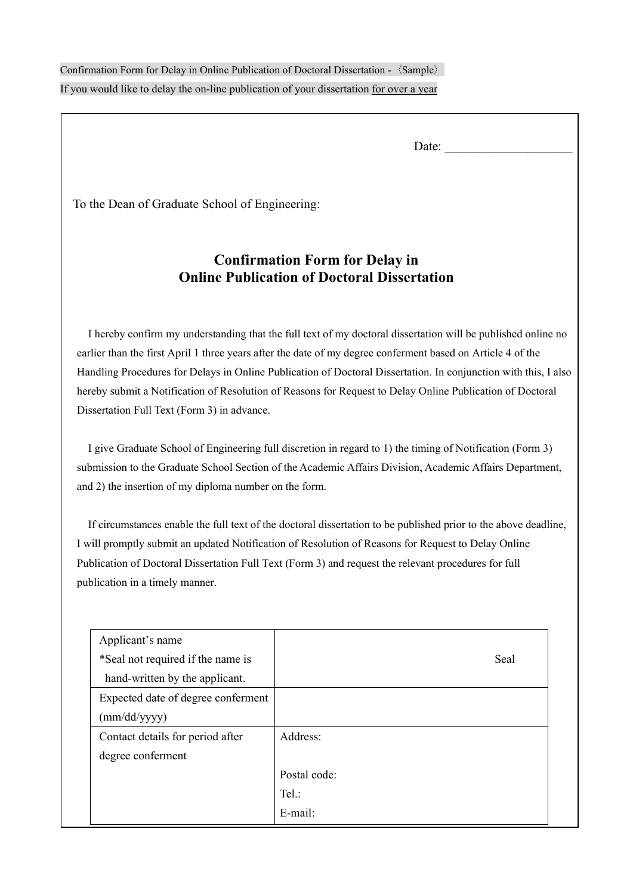Confirmation Form for Delay in Online Publication of Doctoral Dissertation - 〈Sample〉

If you would like to delay the on-line publication of your dissertation for over a year

Date: ____________________

To the Dean of Graduate School of Engineering:

## Confirmation Form for Delay in Online Publication of Doctoral Dissertation

I hereby confirm my understanding that the full text of my doctoral dissertation will be published online no earlier than the first April 1 three years after the date of my degree conferment based on Article 4 of the Handling Procedures for Delays in Online Publication of Doctoral Dissertation. In conjunction with this, I also hereby submit a Notification of Resolution of Reasons for Request to Delay Online Publication of Doctoral Dissertation Full Text (Form 3) in advance.

I give Graduate School of Engineering full discretion in regard to 1) the timing of Notification (Form 3) submission to the Graduate School Section of the Academic Affairs Division, Academic Affairs Department, and 2) the insertion of my diploma number on the form.

If circumstances enable the full text of the doctoral dissertation to be published prior to the above deadline, I will promptly submit an updated Notification of Resolution of Reasons for Request to Delay Online Publication of Doctoral Dissertation Full Text (Form 3) and request the relevant procedures for full publication in a timely manner.

| | |
|---|---|
| Applicant's name<br>*Seal not required if the name is hand-written by the applicant. | Seal |
| Expected date of degree conferment (mm/dd/yyyy) | |
| Contact details for period after degree conferment | Address:<br><br>Postal code:<br>Tel.:<br>E-mail: |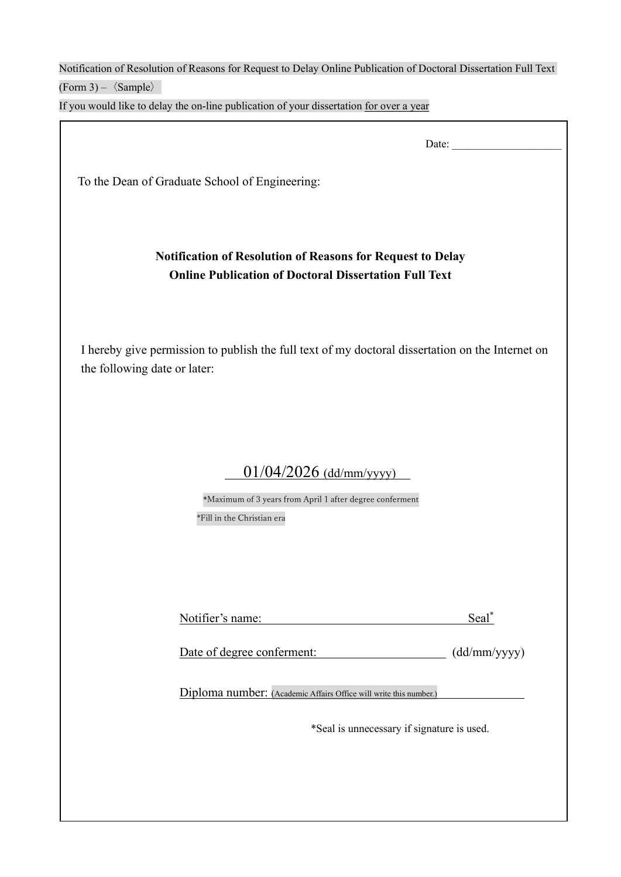Notification of Resolution of Reasons for Request to Delay Online Publication of Doctoral Dissertation Full Text (Form 3) – 〈Sample〉

If you would like to delay the on-line publication of your dissertation for over a year

Date: ____________________

To the Dean of Graduate School of Engineering:

**Notification of Resolution of Reasons for Request to Delay Online Publication of Doctoral Dissertation Full Text**

I hereby give permission to publish the full text of my doctoral dissertation on the Internet on the following date or later:

01/04/2026 (dd/mm/yyyy)

*Maximum of 3 years from April 1 after degree conferment

*Fill in the Christian era

Notifier's name: ________________________________ Seal*

Date of degree conferment: ____________________ (dd/mm/yyyy)

Diploma number: (Academic Affairs Office will write this number.) ______________

*Seal is unnecessary if signature is used.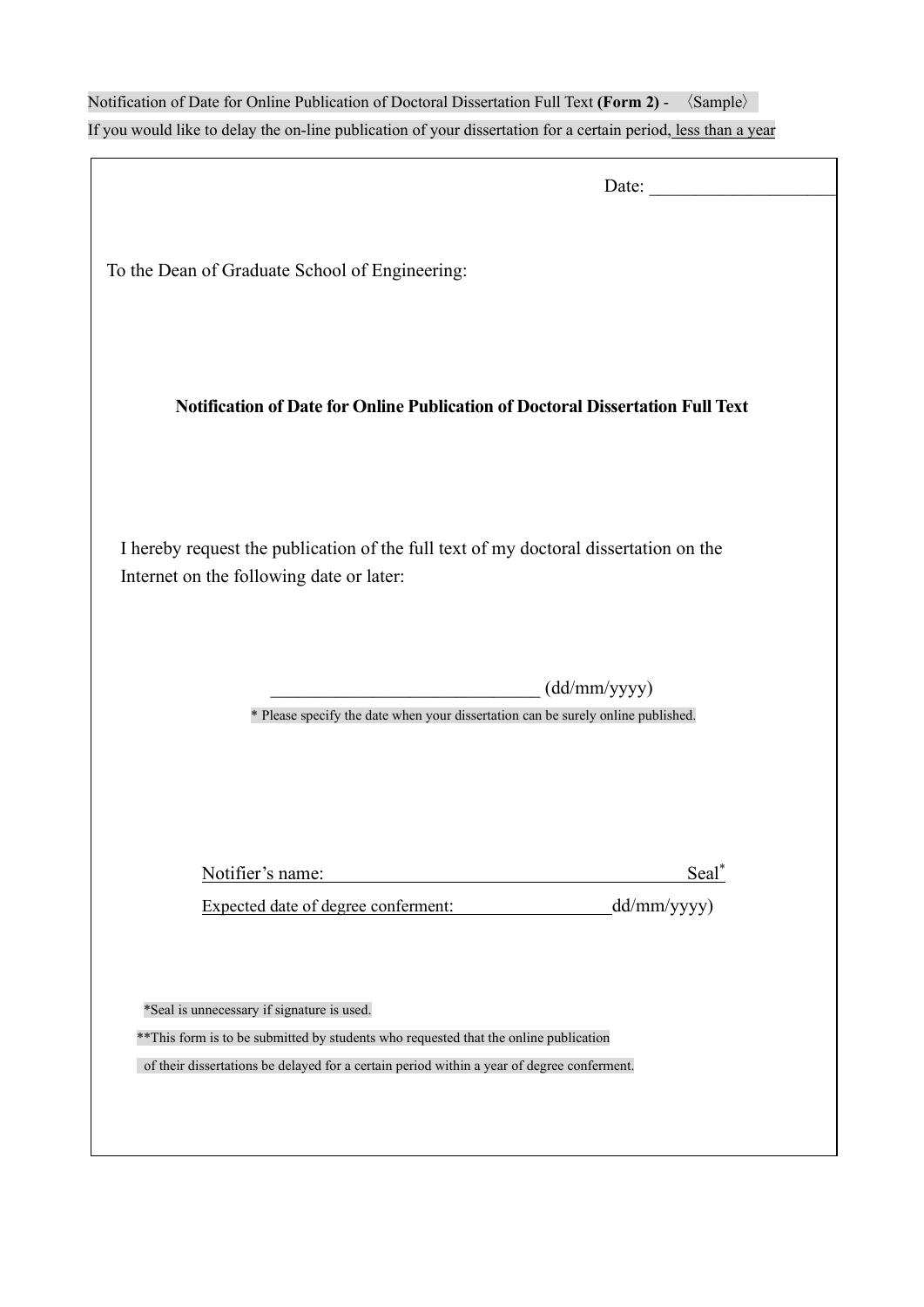Notification of Date for Online Publication of Doctoral Dissertation Full Text **(Form 2)** - 〈Sample〉

If you would like to delay the on-line publication of your dissertation for a certain period, less than a year

Date: ____________________

To the Dean of Graduate School of Engineering:

**Notification of Date for Online Publication of Doctoral Dissertation Full Text**

I hereby request the publication of the full text of my doctoral dissertation on the Internet on the following date or later:

______________________________ (dd/mm/yyyy)

* Please specify the date when your dissertation can be surely online published.

Notifier's name: ________________________________________ Seal*

Expected date of degree conferment: __________________dd/mm/yyyy)

*Seal is unnecessary if signature is used.

**This form is to be submitted by students who requested that the online publication of their dissertations be delayed for a certain period within a year of degree conferment.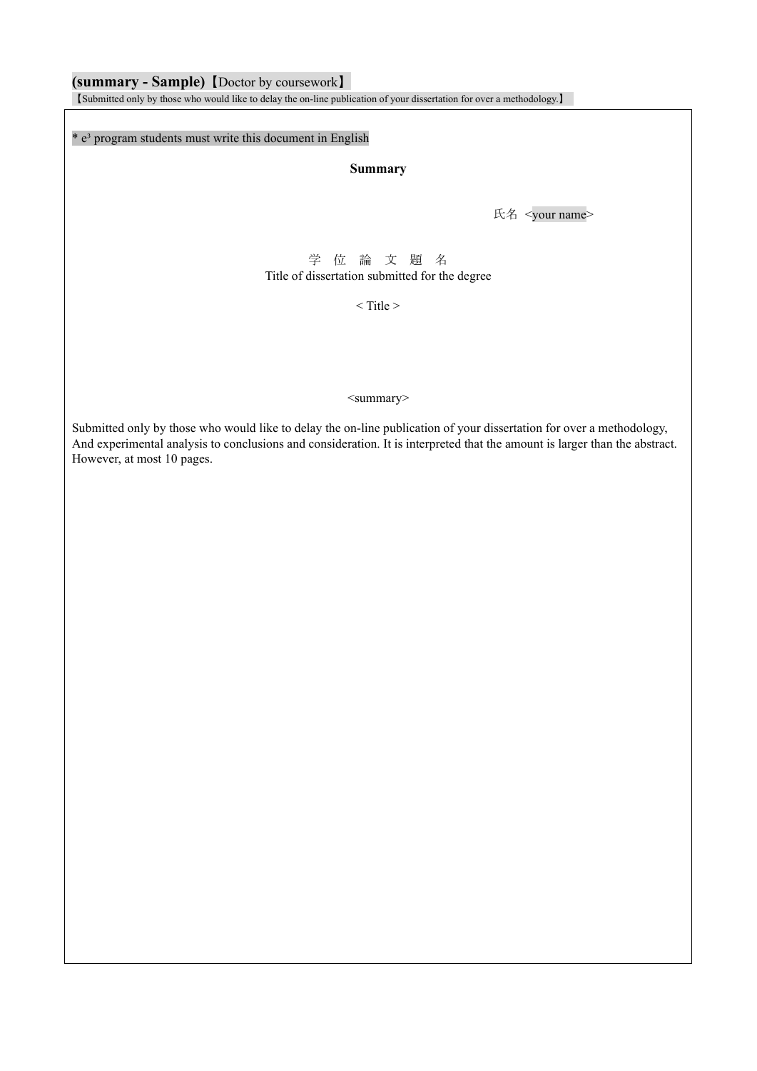**(summary - Sample)**【Doctor by coursework】

【Submitted only by those who would like to delay the on-line publication of your dissertation for over a methodology.】

* e³ program students must write this document in English

**Summary**

氏名 <your name>

学 位 論 文 題 名

Title of dissertation submitted for the degree

< Title >

<summary>

Submitted only by those who would like to delay the on-line publication of your dissertation for over a methodology, And experimental analysis to conclusions and consideration. It is interpreted that the amount is larger than the abstract. However, at most 10 pages.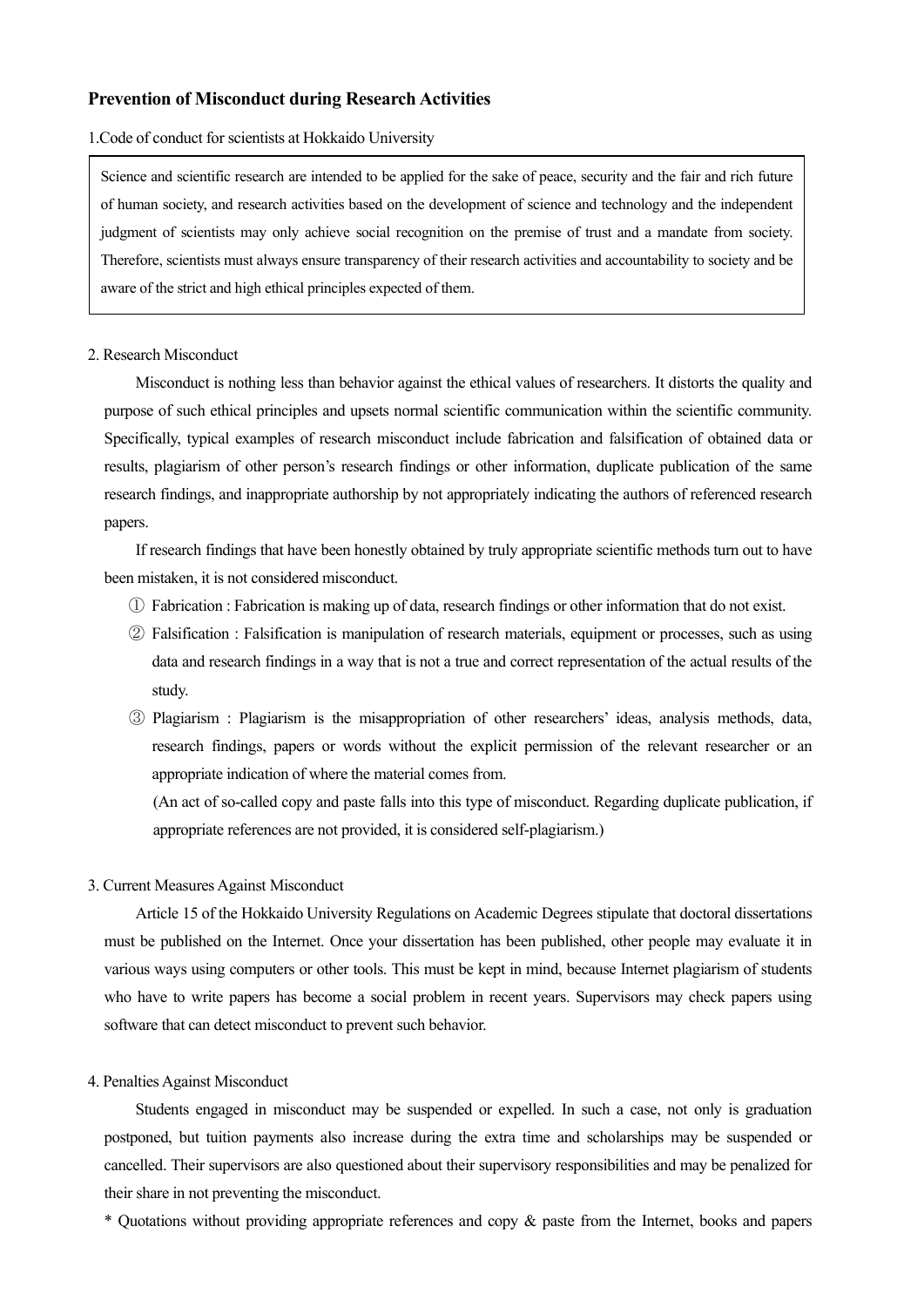## Prevention of Misconduct during Research Activities

1.Code of conduct for scientists at Hokkaido University

> Science and scientific research are intended to be applied for the sake of peace, security and the fair and rich future of human society, and research activities based on the development of science and technology and the independent judgment of scientists may only achieve social recognition on the premise of trust and a mandate from society. Therefore, scientists must always ensure transparency of their research activities and accountability to society and be aware of the strict and high ethical principles expected of them.

2. Research Misconduct

Misconduct is nothing less than behavior against the ethical values of researchers. It distorts the quality and purpose of such ethical principles and upsets normal scientific communication within the scientific community. Specifically, typical examples of research misconduct include fabrication and falsification of obtained data or results, plagiarism of other person's research findings or other information, duplicate publication of the same research findings, and inappropriate authorship by not appropriately indicating the authors of referenced research papers.

If research findings that have been honestly obtained by truly appropriate scientific methods turn out to have been mistaken, it is not considered misconduct.

① Fabrication : Fabrication is making up of data, research findings or other information that do not exist.

② Falsification : Falsification is manipulation of research materials, equipment or processes, such as using data and research findings in a way that is not a true and correct representation of the actual results of the study.

③ Plagiarism : Plagiarism is the misappropriation of other researchers' ideas, analysis methods, data, research findings, papers or words without the explicit permission of the relevant researcher or an appropriate indication of where the material comes from.

(An act of so-called copy and paste falls into this type of misconduct. Regarding duplicate publication, if appropriate references are not provided, it is considered self-plagiarism.)

3. Current Measures Against Misconduct

Article 15 of the Hokkaido University Regulations on Academic Degrees stipulate that doctoral dissertations must be published on the Internet. Once your dissertation has been published, other people may evaluate it in various ways using computers or other tools. This must be kept in mind, because Internet plagiarism of students who have to write papers has become a social problem in recent years. Supervisors may check papers using software that can detect misconduct to prevent such behavior.

4. Penalties Against Misconduct

Students engaged in misconduct may be suspended or expelled. In such a case, not only is graduation postponed, but tuition payments also increase during the extra time and scholarships may be suspended or cancelled. Their supervisors are also questioned about their supervisory responsibilities and may be penalized for their share in not preventing the misconduct.

* Quotations without providing appropriate references and copy & paste from the Internet, books and papers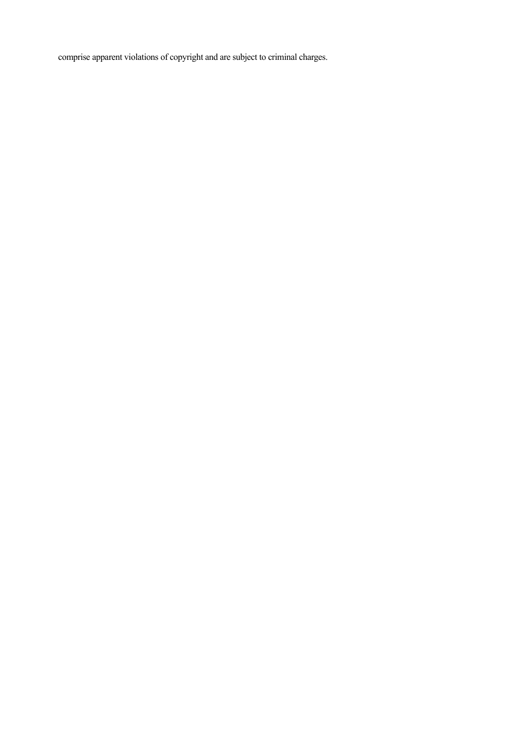comprise apparent violations of copyright and are subject to criminal charges.